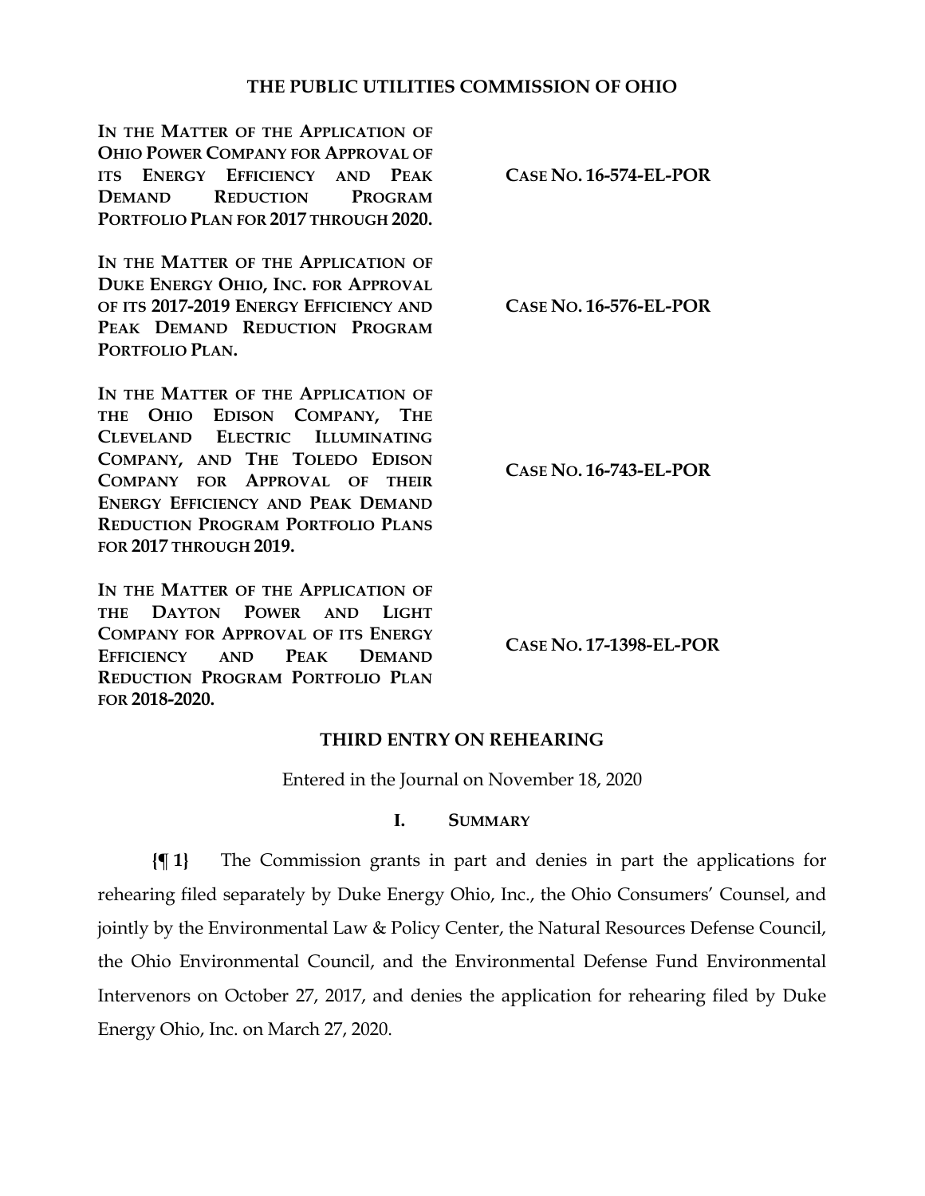# THE PUBLIC UTILITIES COMMISSION OF OHIO

| | |
|---|---|
| **IN THE MATTER OF THE APPLICATION OF OHIO POWER COMPANY FOR APPROVAL OF ITS ENERGY EFFICIENCY AND PEAK DEMAND REDUCTION PROGRAM PORTFOLIO PLAN FOR 2017 THROUGH 2020.** | **CASE NO. 16-574-EL-POR** |
| **IN THE MATTER OF THE APPLICATION OF DUKE ENERGY OHIO, INC. FOR APPROVAL OF ITS 2017-2019 ENERGY EFFICIENCY AND PEAK DEMAND REDUCTION PROGRAM PORTFOLIO PLAN.** | **CASE NO. 16-576-EL-POR** |
| **IN THE MATTER OF THE APPLICATION OF THE OHIO EDISON COMPANY, THE CLEVELAND ELECTRIC ILLUMINATING COMPANY, AND THE TOLEDO EDISON COMPANY FOR APPROVAL OF THEIR ENERGY EFFICIENCY AND PEAK DEMAND REDUCTION PROGRAM PORTFOLIO PLANS FOR 2017 THROUGH 2019.** | **CASE NO. 16-743-EL-POR** |
| **IN THE MATTER OF THE APPLICATION OF THE DAYTON POWER AND LIGHT COMPANY FOR APPROVAL OF ITS ENERGY EFFICIENCY AND PEAK DEMAND REDUCTION PROGRAM PORTFOLIO PLAN FOR 2018-2020.** | **CASE NO. 17-1398-EL-POR** |

## THIRD ENTRY ON REHEARING

Entered in the Journal on November 18, 2020

## I. SUMMARY

**{¶ 1}** The Commission grants in part and denies in part the applications for rehearing filed separately by Duke Energy Ohio, Inc., the Ohio Consumers' Counsel, and jointly by the Environmental Law & Policy Center, the Natural Resources Defense Council, the Ohio Environmental Council, and the Environmental Defense Fund Environmental Intervenors on October 27, 2017, and denies the application for rehearing filed by Duke Energy Ohio, Inc. on March 27, 2020.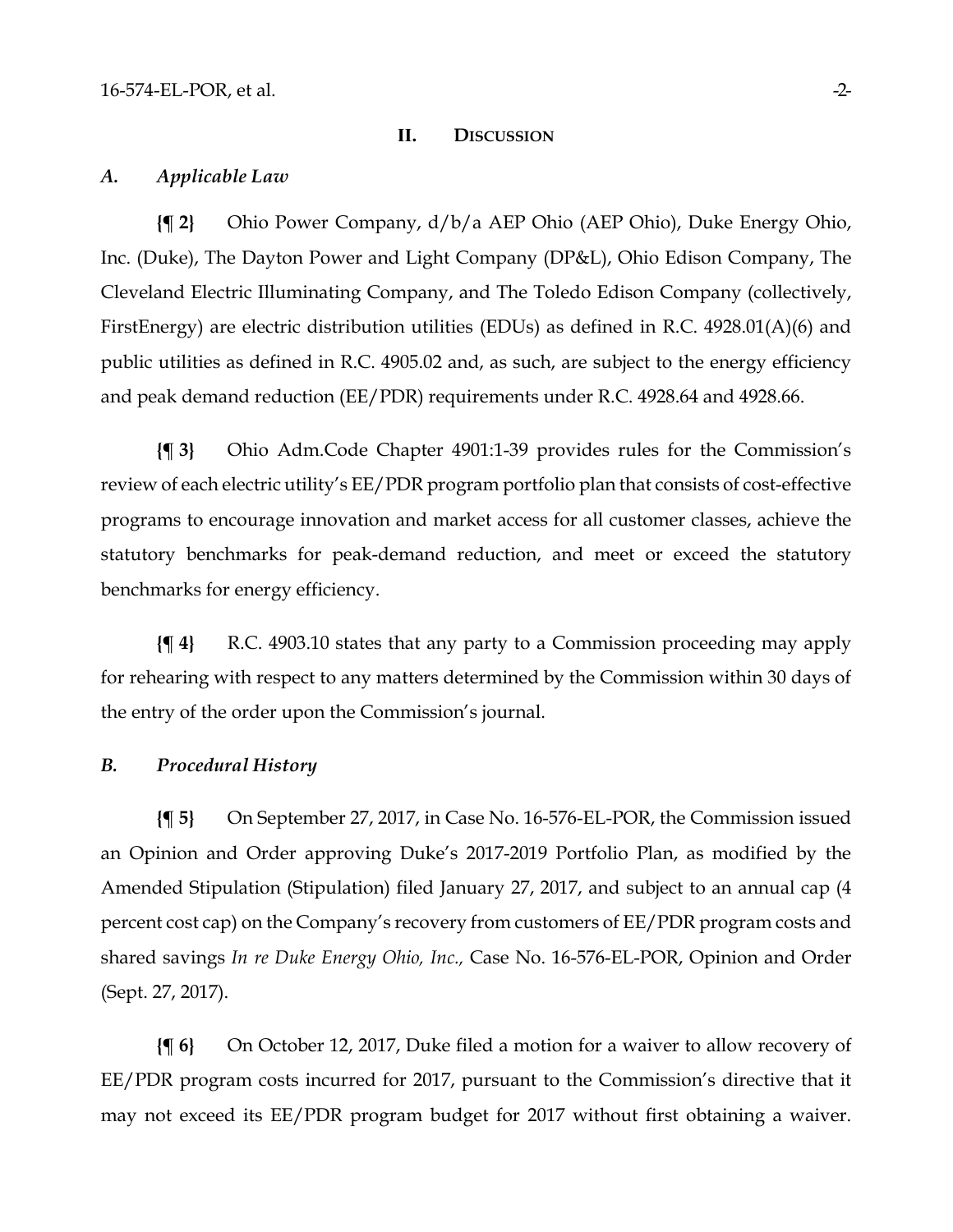## II. Discussion

### *A. Applicable Law*

**{¶ 2}** Ohio Power Company, d/b/a AEP Ohio (AEP Ohio), Duke Energy Ohio, Inc. (Duke), The Dayton Power and Light Company (DP&L), Ohio Edison Company, The Cleveland Electric Illuminating Company, and The Toledo Edison Company (collectively, FirstEnergy) are electric distribution utilities (EDUs) as defined in R.C. 4928.01(A)(6) and public utilities as defined in R.C. 4905.02 and, as such, are subject to the energy efficiency and peak demand reduction (EE/PDR) requirements under R.C. 4928.64 and 4928.66.

**{¶ 3}** Ohio Adm.Code Chapter 4901:1-39 provides rules for the Commission's review of each electric utility's EE/PDR program portfolio plan that consists of cost-effective programs to encourage innovation and market access for all customer classes, achieve the statutory benchmarks for peak-demand reduction, and meet or exceed the statutory benchmarks for energy efficiency.

**{¶ 4}** R.C. 4903.10 states that any party to a Commission proceeding may apply for rehearing with respect to any matters determined by the Commission within 30 days of the entry of the order upon the Commission's journal.

### *B. Procedural History*

**{¶ 5}** On September 27, 2017, in Case No. 16-576-EL-POR, the Commission issued an Opinion and Order approving Duke's 2017-2019 Portfolio Plan, as modified by the Amended Stipulation (Stipulation) filed January 27, 2017, and subject to an annual cap (4 percent cost cap) on the Company's recovery from customers of EE/PDR program costs and shared savings *In re Duke Energy Ohio, Inc.,* Case No. 16-576-EL-POR, Opinion and Order (Sept. 27, 2017).

**{¶ 6}** On October 12, 2017, Duke filed a motion for a waiver to allow recovery of EE/PDR program costs incurred for 2017, pursuant to the Commission's directive that it may not exceed its EE/PDR program budget for 2017 without first obtaining a waiver.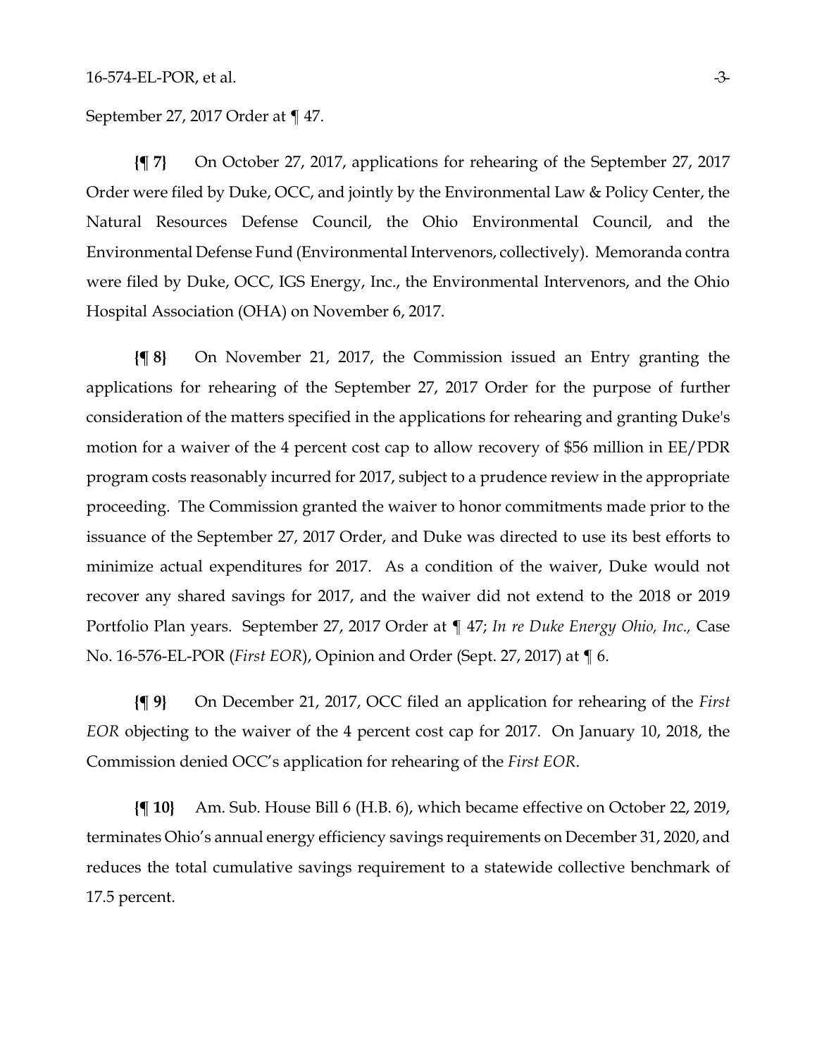September 27, 2017 Order at ¶ 47.

**{¶ 7}** On October 27, 2017, applications for rehearing of the September 27, 2017 Order were filed by Duke, OCC, and jointly by the Environmental Law & Policy Center, the Natural Resources Defense Council, the Ohio Environmental Council, and the Environmental Defense Fund (Environmental Intervenors, collectively). Memoranda contra were filed by Duke, OCC, IGS Energy, Inc., the Environmental Intervenors, and the Ohio Hospital Association (OHA) on November 6, 2017.

**{¶ 8}** On November 21, 2017, the Commission issued an Entry granting the applications for rehearing of the September 27, 2017 Order for the purpose of further consideration of the matters specified in the applications for rehearing and granting Duke's motion for a waiver of the 4 percent cost cap to allow recovery of $56 million in EE/PDR program costs reasonably incurred for 2017, subject to a prudence review in the appropriate proceeding. The Commission granted the waiver to honor commitments made prior to the issuance of the September 27, 2017 Order, and Duke was directed to use its best efforts to minimize actual expenditures for 2017. As a condition of the waiver, Duke would not recover any shared savings for 2017, and the waiver did not extend to the 2018 or 2019 Portfolio Plan years. September 27, 2017 Order at ¶ 47; *In re Duke Energy Ohio, Inc.,* Case No. 16-576-EL-POR (*First EOR*), Opinion and Order (Sept. 27, 2017) at ¶ 6.

**{¶ 9}** On December 21, 2017, OCC filed an application for rehearing of the *First EOR* objecting to the waiver of the 4 percent cost cap for 2017. On January 10, 2018, the Commission denied OCC's application for rehearing of the *First EOR*.

**{¶ 10}** Am. Sub. House Bill 6 (H.B. 6), which became effective on October 22, 2019, terminates Ohio's annual energy efficiency savings requirements on December 31, 2020, and reduces the total cumulative savings requirement to a statewide collective benchmark of 17.5 percent.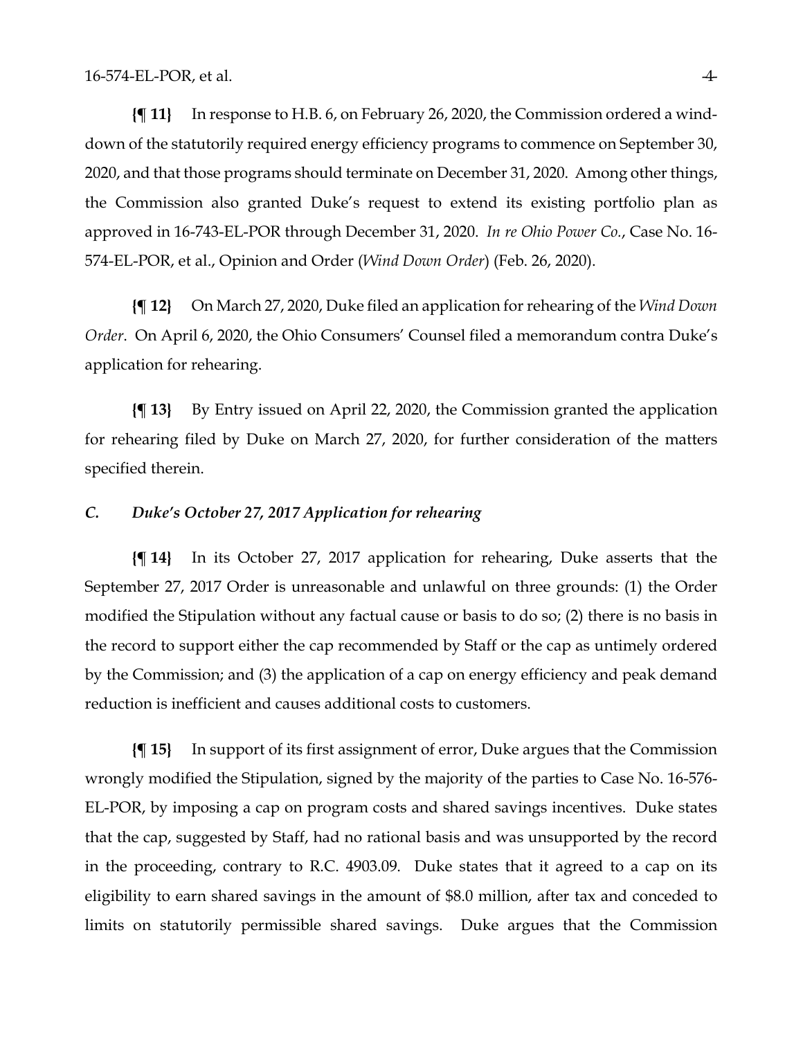**{¶ 11}** In response to H.B. 6, on February 26, 2020, the Commission ordered a wind-down of the statutorily required energy efficiency programs to commence on September 30, 2020, and that those programs should terminate on December 31, 2020. Among other things, the Commission also granted Duke's request to extend its existing portfolio plan as approved in 16-743-EL-POR through December 31, 2020. *In re Ohio Power Co.*, Case No. 16-574-EL-POR, et al., Opinion and Order (*Wind Down Order*) (Feb. 26, 2020).

**{¶ 12}** On March 27, 2020, Duke filed an application for rehearing of the *Wind Down Order*. On April 6, 2020, the Ohio Consumers' Counsel filed a memorandum contra Duke's application for rehearing.

**{¶ 13}** By Entry issued on April 22, 2020, the Commission granted the application for rehearing filed by Duke on March 27, 2020, for further consideration of the matters specified therein.

### *C. Duke's October 27, 2017 Application for rehearing*

**{¶ 14}** In its October 27, 2017 application for rehearing, Duke asserts that the September 27, 2017 Order is unreasonable and unlawful on three grounds: (1) the Order modified the Stipulation without any factual cause or basis to do so; (2) there is no basis in the record to support either the cap recommended by Staff or the cap as untimely ordered by the Commission; and (3) the application of a cap on energy efficiency and peak demand reduction is inefficient and causes additional costs to customers.

**{¶ 15}** In support of its first assignment of error, Duke argues that the Commission wrongly modified the Stipulation, signed by the majority of the parties to Case No. 16-576-EL-POR, by imposing a cap on program costs and shared savings incentives. Duke states that the cap, suggested by Staff, had no rational basis and was unsupported by the record in the proceeding, contrary to R.C. 4903.09. Duke states that it agreed to a cap on its eligibility to earn shared savings in the amount of $8.0 million, after tax and conceded to limits on statutorily permissible shared savings. Duke argues that the Commission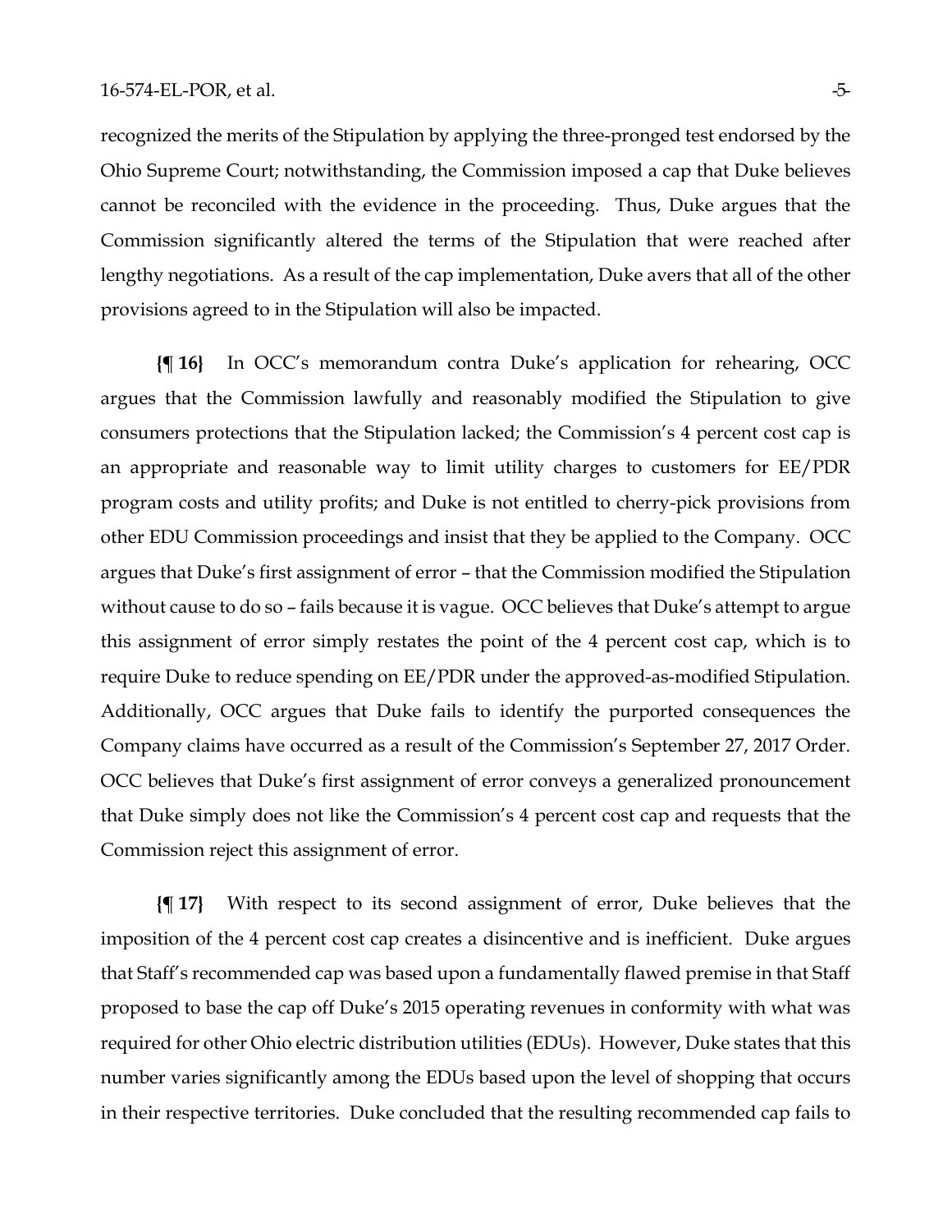recognized the merits of the Stipulation by applying the three-pronged test endorsed by the Ohio Supreme Court; notwithstanding, the Commission imposed a cap that Duke believes cannot be reconciled with the evidence in the proceeding. Thus, Duke argues that the Commission significantly altered the terms of the Stipulation that were reached after lengthy negotiations. As a result of the cap implementation, Duke avers that all of the other provisions agreed to in the Stipulation will also be impacted.

**{¶ 16}** In OCC's memorandum contra Duke's application for rehearing, OCC argues that the Commission lawfully and reasonably modified the Stipulation to give consumers protections that the Stipulation lacked; the Commission's 4 percent cost cap is an appropriate and reasonable way to limit utility charges to customers for EE/PDR program costs and utility profits; and Duke is not entitled to cherry-pick provisions from other EDU Commission proceedings and insist that they be applied to the Company. OCC argues that Duke's first assignment of error – that the Commission modified the Stipulation without cause to do so – fails because it is vague. OCC believes that Duke's attempt to argue this assignment of error simply restates the point of the 4 percent cost cap, which is to require Duke to reduce spending on EE/PDR under the approved-as-modified Stipulation. Additionally, OCC argues that Duke fails to identify the purported consequences the Company claims have occurred as a result of the Commission's September 27, 2017 Order. OCC believes that Duke's first assignment of error conveys a generalized pronouncement that Duke simply does not like the Commission's 4 percent cost cap and requests that the Commission reject this assignment of error.

**{¶ 17}** With respect to its second assignment of error, Duke believes that the imposition of the 4 percent cost cap creates a disincentive and is inefficient. Duke argues that Staff's recommended cap was based upon a fundamentally flawed premise in that Staff proposed to base the cap off Duke's 2015 operating revenues in conformity with what was required for other Ohio electric distribution utilities (EDUs). However, Duke states that this number varies significantly among the EDUs based upon the level of shopping that occurs in their respective territories. Duke concluded that the resulting recommended cap fails to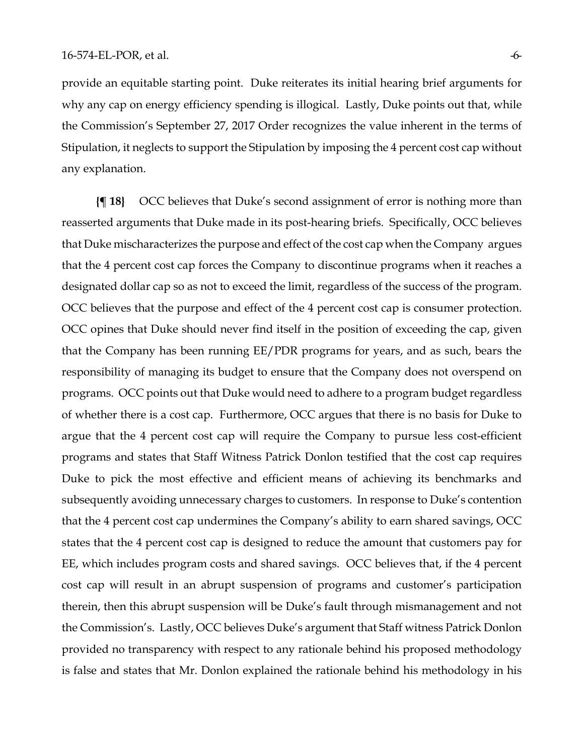provide an equitable starting point. Duke reiterates its initial hearing brief arguments for why any cap on energy efficiency spending is illogical. Lastly, Duke points out that, while the Commission's September 27, 2017 Order recognizes the value inherent in the terms of Stipulation, it neglects to support the Stipulation by imposing the 4 percent cost cap without any explanation.

**{¶ 18}** OCC believes that Duke's second assignment of error is nothing more than reasserted arguments that Duke made in its post-hearing briefs. Specifically, OCC believes that Duke mischaracterizes the purpose and effect of the cost cap when the Company argues that the 4 percent cost cap forces the Company to discontinue programs when it reaches a designated dollar cap so as not to exceed the limit, regardless of the success of the program. OCC believes that the purpose and effect of the 4 percent cost cap is consumer protection. OCC opines that Duke should never find itself in the position of exceeding the cap, given that the Company has been running EE/PDR programs for years, and as such, bears the responsibility of managing its budget to ensure that the Company does not overspend on programs. OCC points out that Duke would need to adhere to a program budget regardless of whether there is a cost cap. Furthermore, OCC argues that there is no basis for Duke to argue that the 4 percent cost cap will require the Company to pursue less cost-efficient programs and states that Staff Witness Patrick Donlon testified that the cost cap requires Duke to pick the most effective and efficient means of achieving its benchmarks and subsequently avoiding unnecessary charges to customers. In response to Duke's contention that the 4 percent cost cap undermines the Company's ability to earn shared savings, OCC states that the 4 percent cost cap is designed to reduce the amount that customers pay for EE, which includes program costs and shared savings. OCC believes that, if the 4 percent cost cap will result in an abrupt suspension of programs and customer's participation therein, then this abrupt suspension will be Duke's fault through mismanagement and not the Commission's. Lastly, OCC believes Duke's argument that Staff witness Patrick Donlon provided no transparency with respect to any rationale behind his proposed methodology is false and states that Mr. Donlon explained the rationale behind his methodology in his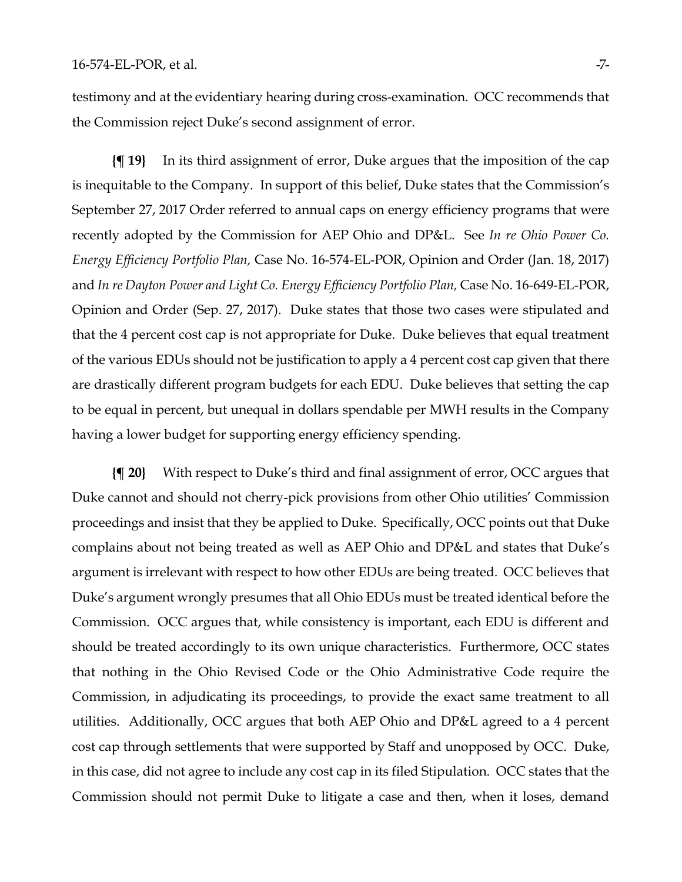testimony and at the evidentiary hearing during cross-examination. OCC recommends that the Commission reject Duke's second assignment of error.

**{¶ 19}** In its third assignment of error, Duke argues that the imposition of the cap is inequitable to the Company. In support of this belief, Duke states that the Commission's September 27, 2017 Order referred to annual caps on energy efficiency programs that were recently adopted by the Commission for AEP Ohio and DP&L. See *In re Ohio Power Co. Energy Efficiency Portfolio Plan,* Case No. 16-574-EL-POR, Opinion and Order (Jan. 18, 2017) and *In re Dayton Power and Light Co. Energy Efficiency Portfolio Plan,* Case No. 16-649-EL-POR, Opinion and Order (Sep. 27, 2017). Duke states that those two cases were stipulated and that the 4 percent cost cap is not appropriate for Duke. Duke believes that equal treatment of the various EDUs should not be justification to apply a 4 percent cost cap given that there are drastically different program budgets for each EDU. Duke believes that setting the cap to be equal in percent, but unequal in dollars spendable per MWH results in the Company having a lower budget for supporting energy efficiency spending.

**{¶ 20}** With respect to Duke's third and final assignment of error, OCC argues that Duke cannot and should not cherry-pick provisions from other Ohio utilities' Commission proceedings and insist that they be applied to Duke. Specifically, OCC points out that Duke complains about not being treated as well as AEP Ohio and DP&L and states that Duke's argument is irrelevant with respect to how other EDUs are being treated. OCC believes that Duke's argument wrongly presumes that all Ohio EDUs must be treated identical before the Commission. OCC argues that, while consistency is important, each EDU is different and should be treated accordingly to its own unique characteristics. Furthermore, OCC states that nothing in the Ohio Revised Code or the Ohio Administrative Code require the Commission, in adjudicating its proceedings, to provide the exact same treatment to all utilities. Additionally, OCC argues that both AEP Ohio and DP&L agreed to a 4 percent cost cap through settlements that were supported by Staff and unopposed by OCC. Duke, in this case, did not agree to include any cost cap in its filed Stipulation. OCC states that the Commission should not permit Duke to litigate a case and then, when it loses, demand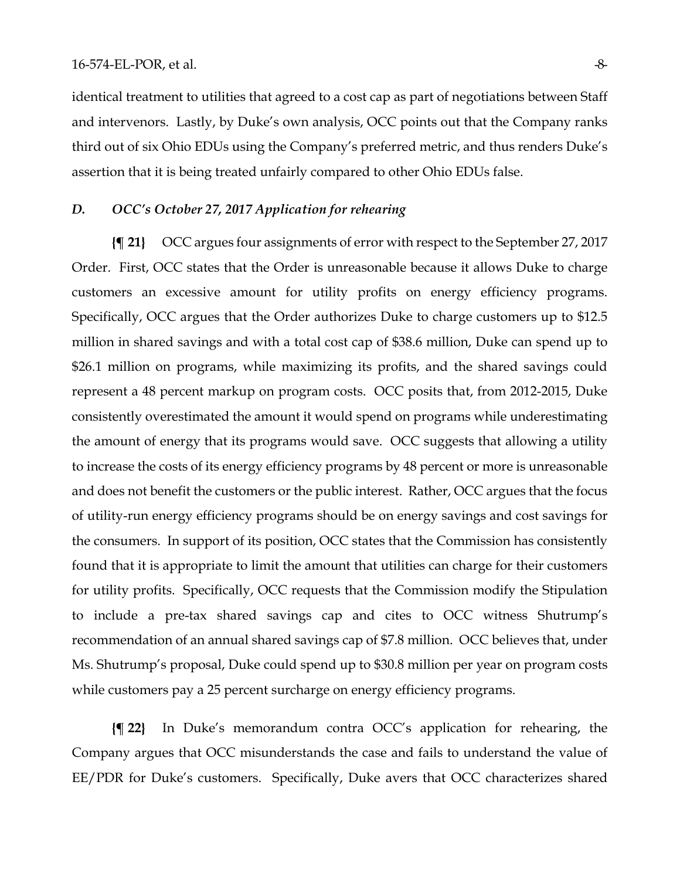identical treatment to utilities that agreed to a cost cap as part of negotiations between Staff and intervenors. Lastly, by Duke's own analysis, OCC points out that the Company ranks third out of six Ohio EDUs using the Company's preferred metric, and thus renders Duke's assertion that it is being treated unfairly compared to other Ohio EDUs false.

### *D. OCC's October 27, 2017 Application for rehearing*

**{¶ 21}** OCC argues four assignments of error with respect to the September 27, 2017 Order. First, OCC states that the Order is unreasonable because it allows Duke to charge customers an excessive amount for utility profits on energy efficiency programs. Specifically, OCC argues that the Order authorizes Duke to charge customers up to $12.5 million in shared savings and with a total cost cap of $38.6 million, Duke can spend up to $26.1 million on programs, while maximizing its profits, and the shared savings could represent a 48 percent markup on program costs. OCC posits that, from 2012-2015, Duke consistently overestimated the amount it would spend on programs while underestimating the amount of energy that its programs would save. OCC suggests that allowing a utility to increase the costs of its energy efficiency programs by 48 percent or more is unreasonable and does not benefit the customers or the public interest. Rather, OCC argues that the focus of utility-run energy efficiency programs should be on energy savings and cost savings for the consumers. In support of its position, OCC states that the Commission has consistently found that it is appropriate to limit the amount that utilities can charge for their customers for utility profits. Specifically, OCC requests that the Commission modify the Stipulation to include a pre-tax shared savings cap and cites to OCC witness Shutrump's recommendation of an annual shared savings cap of $7.8 million. OCC believes that, under Ms. Shutrump's proposal, Duke could spend up to $30.8 million per year on program costs while customers pay a 25 percent surcharge on energy efficiency programs.

**{¶ 22}** In Duke's memorandum contra OCC's application for rehearing, the Company argues that OCC misunderstands the case and fails to understand the value of EE/PDR for Duke's customers. Specifically, Duke avers that OCC characterizes shared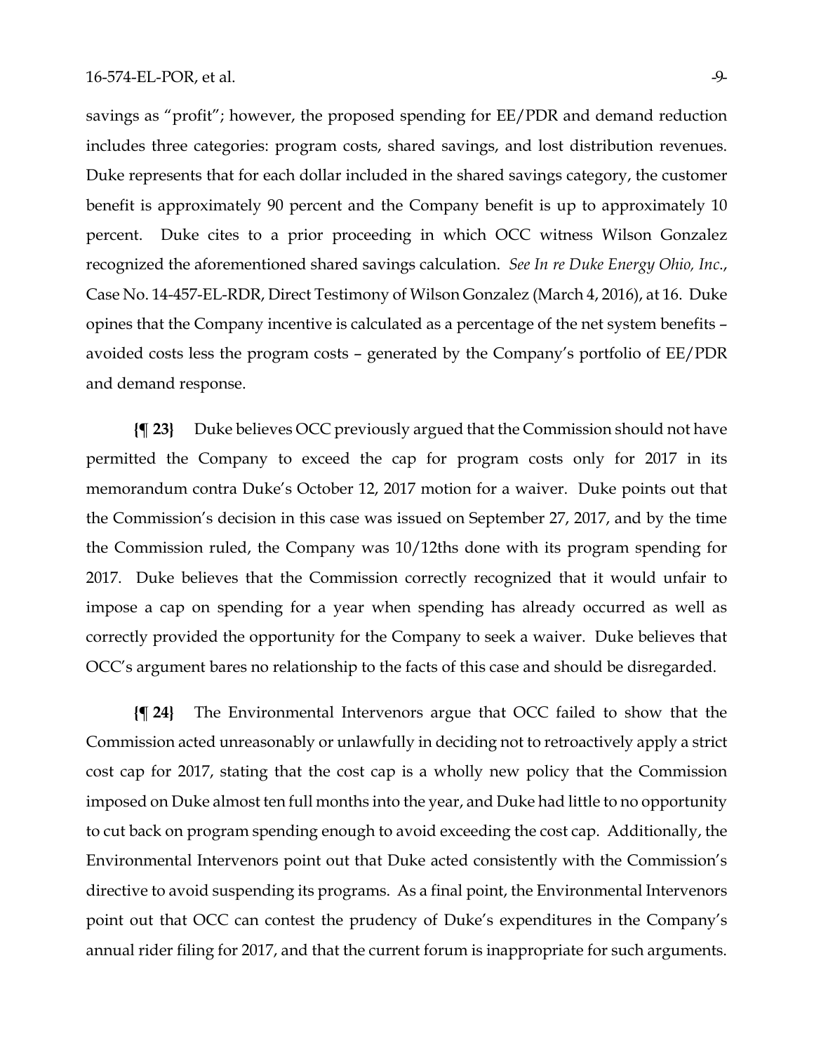savings as "profit"; however, the proposed spending for EE/PDR and demand reduction includes three categories: program costs, shared savings, and lost distribution revenues. Duke represents that for each dollar included in the shared savings category, the customer benefit is approximately 90 percent and the Company benefit is up to approximately 10 percent. Duke cites to a prior proceeding in which OCC witness Wilson Gonzalez recognized the aforementioned shared savings calculation. *See In re Duke Energy Ohio, Inc.*, Case No. 14-457-EL-RDR, Direct Testimony of Wilson Gonzalez (March 4, 2016), at 16. Duke opines that the Company incentive is calculated as a percentage of the net system benefits – avoided costs less the program costs – generated by the Company's portfolio of EE/PDR and demand response.

**{¶ 23}** Duke believes OCC previously argued that the Commission should not have permitted the Company to exceed the cap for program costs only for 2017 in its memorandum contra Duke's October 12, 2017 motion for a waiver. Duke points out that the Commission's decision in this case was issued on September 27, 2017, and by the time the Commission ruled, the Company was 10/12ths done with its program spending for 2017. Duke believes that the Commission correctly recognized that it would unfair to impose a cap on spending for a year when spending has already occurred as well as correctly provided the opportunity for the Company to seek a waiver. Duke believes that OCC's argument bares no relationship to the facts of this case and should be disregarded.

**{¶ 24}** The Environmental Intervenors argue that OCC failed to show that the Commission acted unreasonably or unlawfully in deciding not to retroactively apply a strict cost cap for 2017, stating that the cost cap is a wholly new policy that the Commission imposed on Duke almost ten full months into the year, and Duke had little to no opportunity to cut back on program spending enough to avoid exceeding the cost cap. Additionally, the Environmental Intervenors point out that Duke acted consistently with the Commission's directive to avoid suspending its programs. As a final point, the Environmental Intervenors point out that OCC can contest the prudency of Duke's expenditures in the Company's annual rider filing for 2017, and that the current forum is inappropriate for such arguments.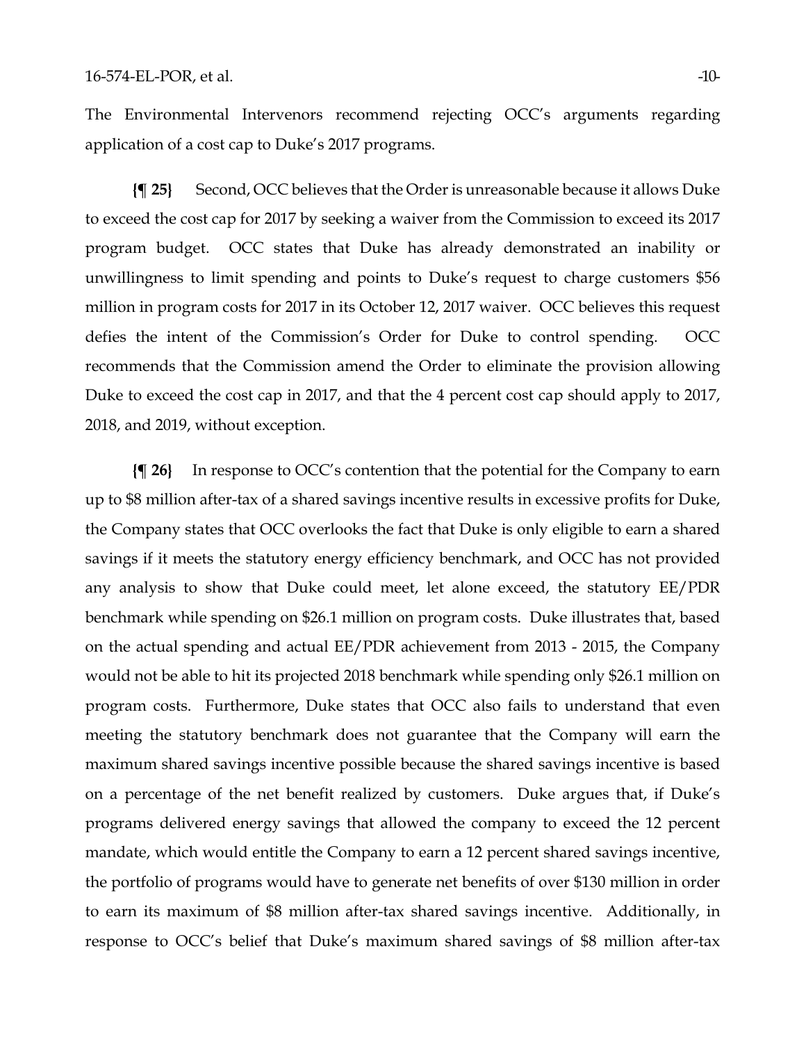The Environmental Intervenors recommend rejecting OCC's arguments regarding application of a cost cap to Duke's 2017 programs.

**{¶ 25}** Second, OCC believes that the Order is unreasonable because it allows Duke to exceed the cost cap for 2017 by seeking a waiver from the Commission to exceed its 2017 program budget. OCC states that Duke has already demonstrated an inability or unwillingness to limit spending and points to Duke's request to charge customers $56 million in program costs for 2017 in its October 12, 2017 waiver. OCC believes this request defies the intent of the Commission's Order for Duke to control spending. OCC recommends that the Commission amend the Order to eliminate the provision allowing Duke to exceed the cost cap in 2017, and that the 4 percent cost cap should apply to 2017, 2018, and 2019, without exception.

**{¶ 26}** In response to OCC's contention that the potential for the Company to earn up to $8 million after-tax of a shared savings incentive results in excessive profits for Duke, the Company states that OCC overlooks the fact that Duke is only eligible to earn a shared savings if it meets the statutory energy efficiency benchmark, and OCC has not provided any analysis to show that Duke could meet, let alone exceed, the statutory EE/PDR benchmark while spending on $26.1 million on program costs. Duke illustrates that, based on the actual spending and actual EE/PDR achievement from 2013 - 2015, the Company would not be able to hit its projected 2018 benchmark while spending only $26.1 million on program costs. Furthermore, Duke states that OCC also fails to understand that even meeting the statutory benchmark does not guarantee that the Company will earn the maximum shared savings incentive possible because the shared savings incentive is based on a percentage of the net benefit realized by customers. Duke argues that, if Duke's programs delivered energy savings that allowed the company to exceed the 12 percent mandate, which would entitle the Company to earn a 12 percent shared savings incentive, the portfolio of programs would have to generate net benefits of over $130 million in order to earn its maximum of $8 million after-tax shared savings incentive. Additionally, in response to OCC's belief that Duke's maximum shared savings of $8 million after-tax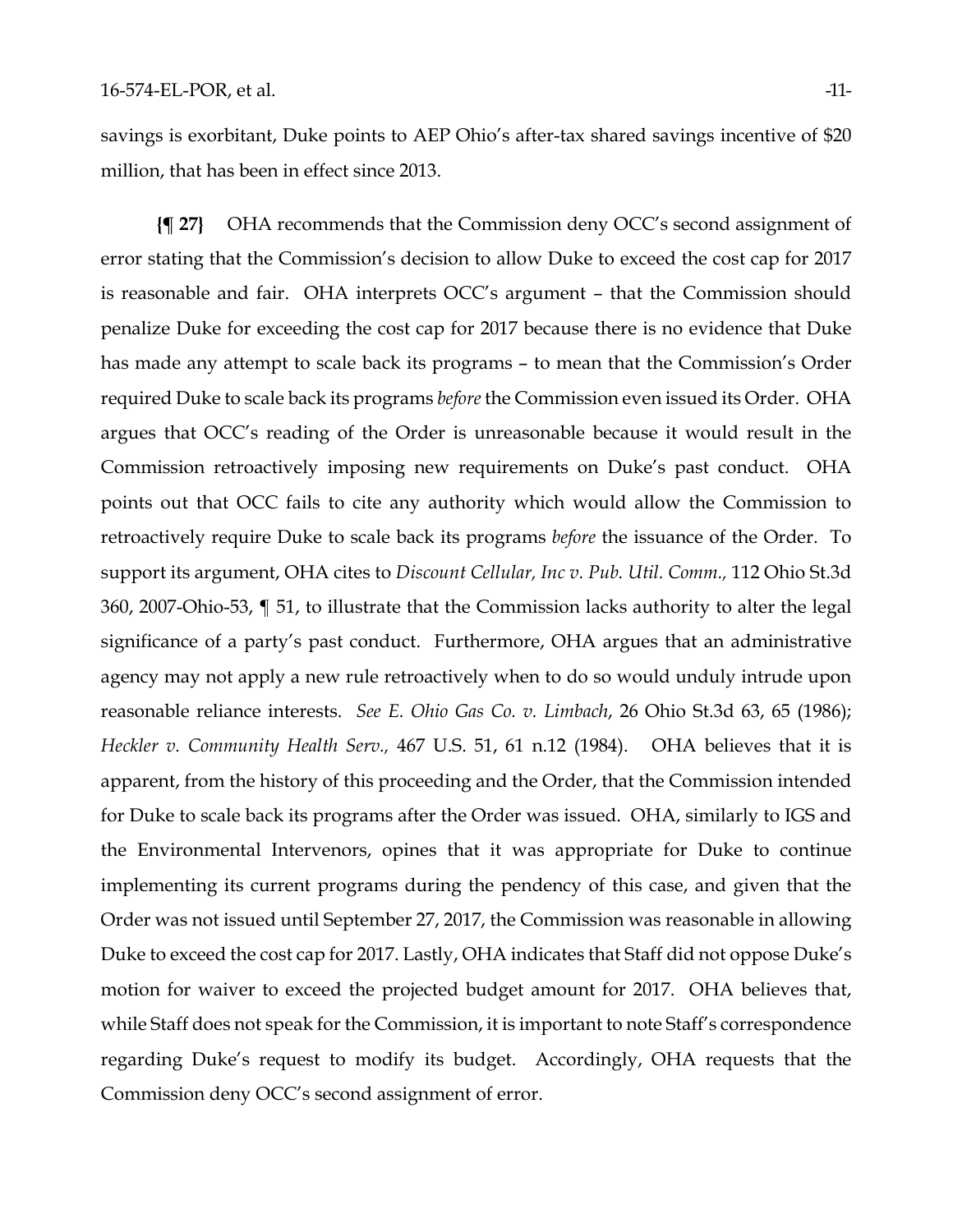savings is exorbitant, Duke points to AEP Ohio's after-tax shared savings incentive of $20 million, that has been in effect since 2013.

**{¶ 27}** OHA recommends that the Commission deny OCC's second assignment of error stating that the Commission's decision to allow Duke to exceed the cost cap for 2017 is reasonable and fair. OHA interprets OCC's argument – that the Commission should penalize Duke for exceeding the cost cap for 2017 because there is no evidence that Duke has made any attempt to scale back its programs – to mean that the Commission's Order required Duke to scale back its programs *before* the Commission even issued its Order. OHA argues that OCC's reading of the Order is unreasonable because it would result in the Commission retroactively imposing new requirements on Duke's past conduct. OHA points out that OCC fails to cite any authority which would allow the Commission to retroactively require Duke to scale back its programs *before* the issuance of the Order. To support its argument, OHA cites to *Discount Cellular, Inc v. Pub. Util. Comm.,* 112 Ohio St.3d 360, 2007-Ohio-53, ¶ 51, to illustrate that the Commission lacks authority to alter the legal significance of a party's past conduct. Furthermore, OHA argues that an administrative agency may not apply a new rule retroactively when to do so would unduly intrude upon reasonable reliance interests. *See E. Ohio Gas Co. v. Limbach*, 26 Ohio St.3d 63, 65 (1986); *Heckler v. Community Health Serv.,* 467 U.S. 51, 61 n.12 (1984). OHA believes that it is apparent, from the history of this proceeding and the Order, that the Commission intended for Duke to scale back its programs after the Order was issued. OHA, similarly to IGS and the Environmental Intervenors, opines that it was appropriate for Duke to continue implementing its current programs during the pendency of this case, and given that the Order was not issued until September 27, 2017, the Commission was reasonable in allowing Duke to exceed the cost cap for 2017. Lastly, OHA indicates that Staff did not oppose Duke's motion for waiver to exceed the projected budget amount for 2017. OHA believes that, while Staff does not speak for the Commission, it is important to note Staff's correspondence regarding Duke's request to modify its budget. Accordingly, OHA requests that the Commission deny OCC's second assignment of error.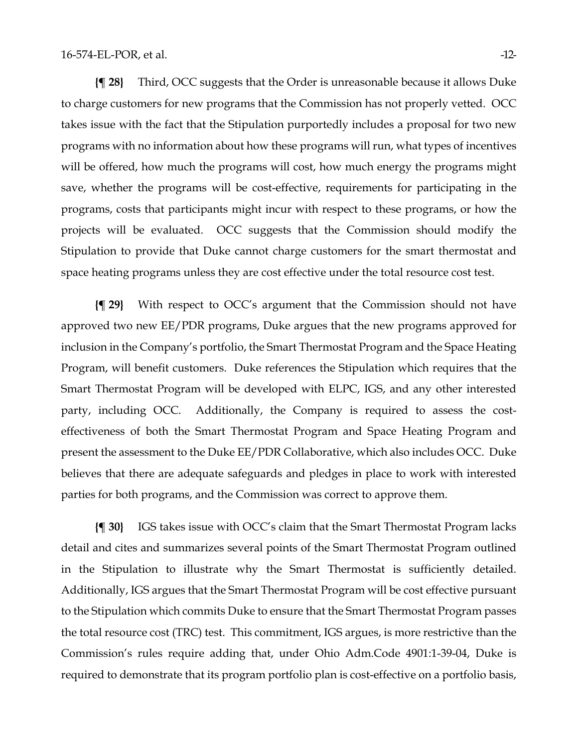**{¶ 28}** Third, OCC suggests that the Order is unreasonable because it allows Duke to charge customers for new programs that the Commission has not properly vetted. OCC takes issue with the fact that the Stipulation purportedly includes a proposal for two new programs with no information about how these programs will run, what types of incentives will be offered, how much the programs will cost, how much energy the programs might save, whether the programs will be cost-effective, requirements for participating in the programs, costs that participants might incur with respect to these programs, or how the projects will be evaluated. OCC suggests that the Commission should modify the Stipulation to provide that Duke cannot charge customers for the smart thermostat and space heating programs unless they are cost effective under the total resource cost test.

**{¶ 29}** With respect to OCC's argument that the Commission should not have approved two new EE/PDR programs, Duke argues that the new programs approved for inclusion in the Company's portfolio, the Smart Thermostat Program and the Space Heating Program, will benefit customers. Duke references the Stipulation which requires that the Smart Thermostat Program will be developed with ELPC, IGS, and any other interested party, including OCC. Additionally, the Company is required to assess the cost-effectiveness of both the Smart Thermostat Program and Space Heating Program and present the assessment to the Duke EE/PDR Collaborative, which also includes OCC. Duke believes that there are adequate safeguards and pledges in place to work with interested parties for both programs, and the Commission was correct to approve them.

**{¶ 30}** IGS takes issue with OCC's claim that the Smart Thermostat Program lacks detail and cites and summarizes several points of the Smart Thermostat Program outlined in the Stipulation to illustrate why the Smart Thermostat is sufficiently detailed. Additionally, IGS argues that the Smart Thermostat Program will be cost effective pursuant to the Stipulation which commits Duke to ensure that the Smart Thermostat Program passes the total resource cost (TRC) test. This commitment, IGS argues, is more restrictive than the Commission's rules require adding that, under Ohio Adm.Code 4901:1-39-04, Duke is required to demonstrate that its program portfolio plan is cost-effective on a portfolio basis,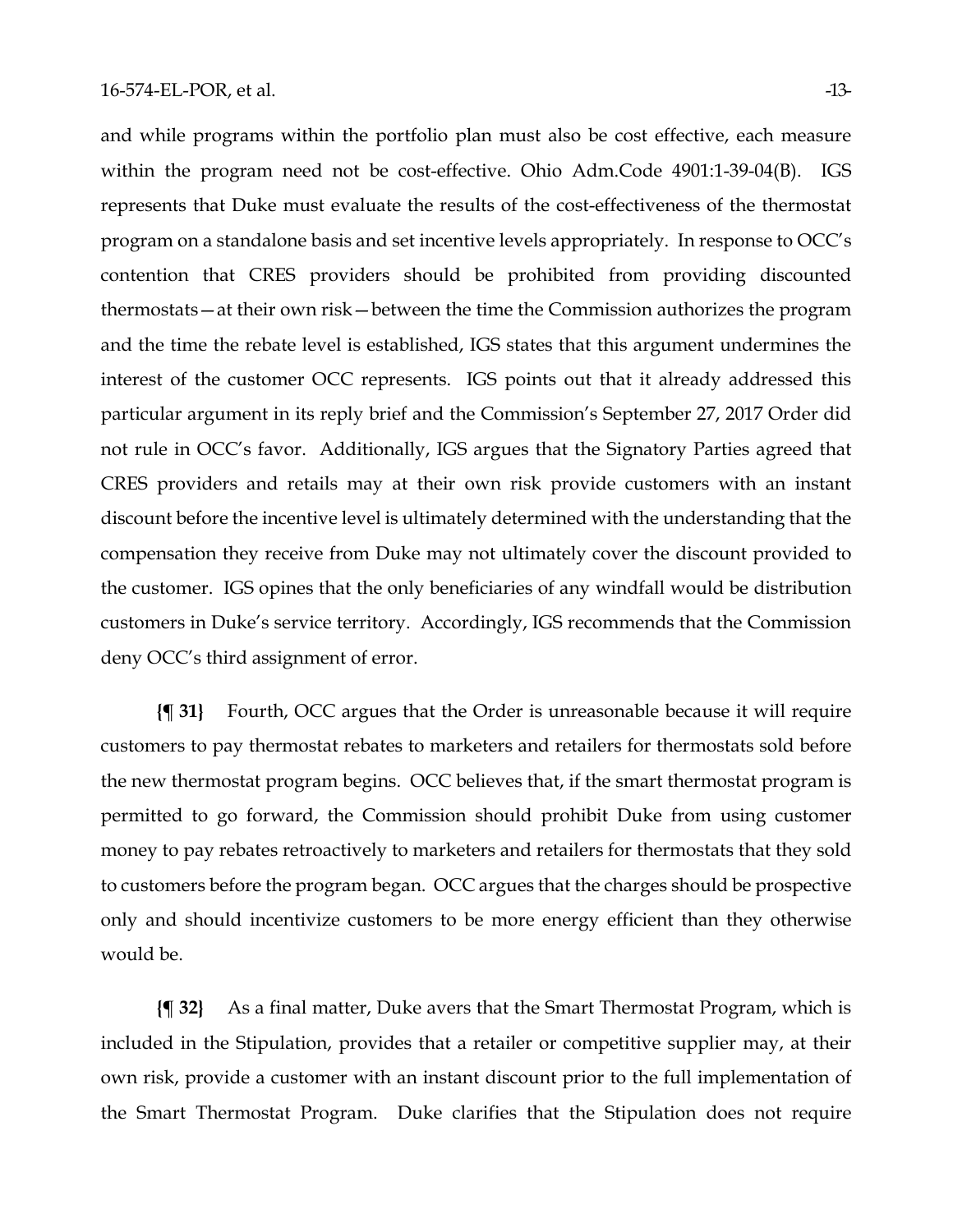and while programs within the portfolio plan must also be cost effective, each measure within the program need not be cost-effective. Ohio Adm.Code 4901:1-39-04(B). IGS represents that Duke must evaluate the results of the cost-effectiveness of the thermostat program on a standalone basis and set incentive levels appropriately. In response to OCC's contention that CRES providers should be prohibited from providing discounted thermostats—at their own risk—between the time the Commission authorizes the program and the time the rebate level is established, IGS states that this argument undermines the interest of the customer OCC represents. IGS points out that it already addressed this particular argument in its reply brief and the Commission's September 27, 2017 Order did not rule in OCC's favor. Additionally, IGS argues that the Signatory Parties agreed that CRES providers and retails may at their own risk provide customers with an instant discount before the incentive level is ultimately determined with the understanding that the compensation they receive from Duke may not ultimately cover the discount provided to the customer. IGS opines that the only beneficiaries of any windfall would be distribution customers in Duke's service territory. Accordingly, IGS recommends that the Commission deny OCC's third assignment of error.

**{¶ 31}** Fourth, OCC argues that the Order is unreasonable because it will require customers to pay thermostat rebates to marketers and retailers for thermostats sold before the new thermostat program begins. OCC believes that, if the smart thermostat program is permitted to go forward, the Commission should prohibit Duke from using customer money to pay rebates retroactively to marketers and retailers for thermostats that they sold to customers before the program began. OCC argues that the charges should be prospective only and should incentivize customers to be more energy efficient than they otherwise would be.

**{¶ 32}** As a final matter, Duke avers that the Smart Thermostat Program, which is included in the Stipulation, provides that a retailer or competitive supplier may, at their own risk, provide a customer with an instant discount prior to the full implementation of the Smart Thermostat Program. Duke clarifies that the Stipulation does not require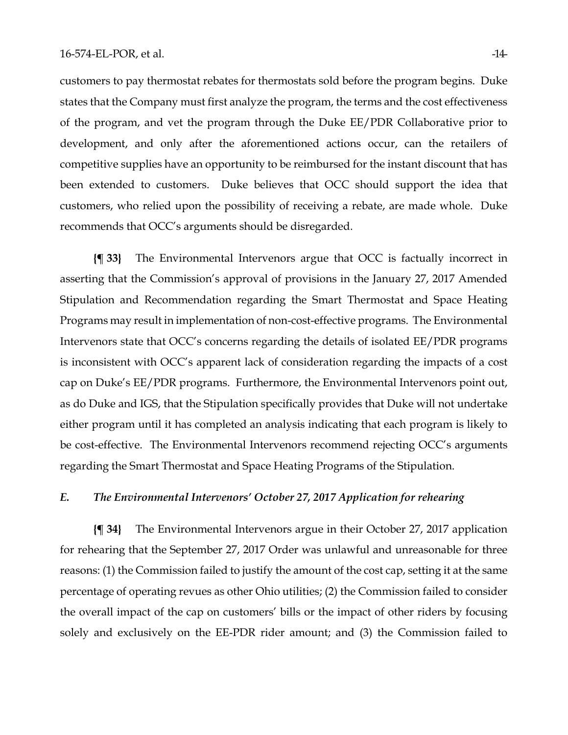customers to pay thermostat rebates for thermostats sold before the program begins. Duke states that the Company must first analyze the program, the terms and the cost effectiveness of the program, and vet the program through the Duke EE/PDR Collaborative prior to development, and only after the aforementioned actions occur, can the retailers of competitive supplies have an opportunity to be reimbursed for the instant discount that has been extended to customers. Duke believes that OCC should support the idea that customers, who relied upon the possibility of receiving a rebate, are made whole. Duke recommends that OCC's arguments should be disregarded.

**{¶ 33}** The Environmental Intervenors argue that OCC is factually incorrect in asserting that the Commission's approval of provisions in the January 27, 2017 Amended Stipulation and Recommendation regarding the Smart Thermostat and Space Heating Programs may result in implementation of non-cost-effective programs. The Environmental Intervenors state that OCC's concerns regarding the details of isolated EE/PDR programs is inconsistent with OCC's apparent lack of consideration regarding the impacts of a cost cap on Duke's EE/PDR programs. Furthermore, the Environmental Intervenors point out, as do Duke and IGS, that the Stipulation specifically provides that Duke will not undertake either program until it has completed an analysis indicating that each program is likely to be cost-effective. The Environmental Intervenors recommend rejecting OCC's arguments regarding the Smart Thermostat and Space Heating Programs of the Stipulation.

### *E. The Environmental Intervenors' October 27, 2017 Application for rehearing*

**{¶ 34}** The Environmental Intervenors argue in their October 27, 2017 application for rehearing that the September 27, 2017 Order was unlawful and unreasonable for three reasons: (1) the Commission failed to justify the amount of the cost cap, setting it at the same percentage of operating revues as other Ohio utilities; (2) the Commission failed to consider the overall impact of the cap on customers' bills or the impact of other riders by focusing solely and exclusively on the EE-PDR rider amount; and (3) the Commission failed to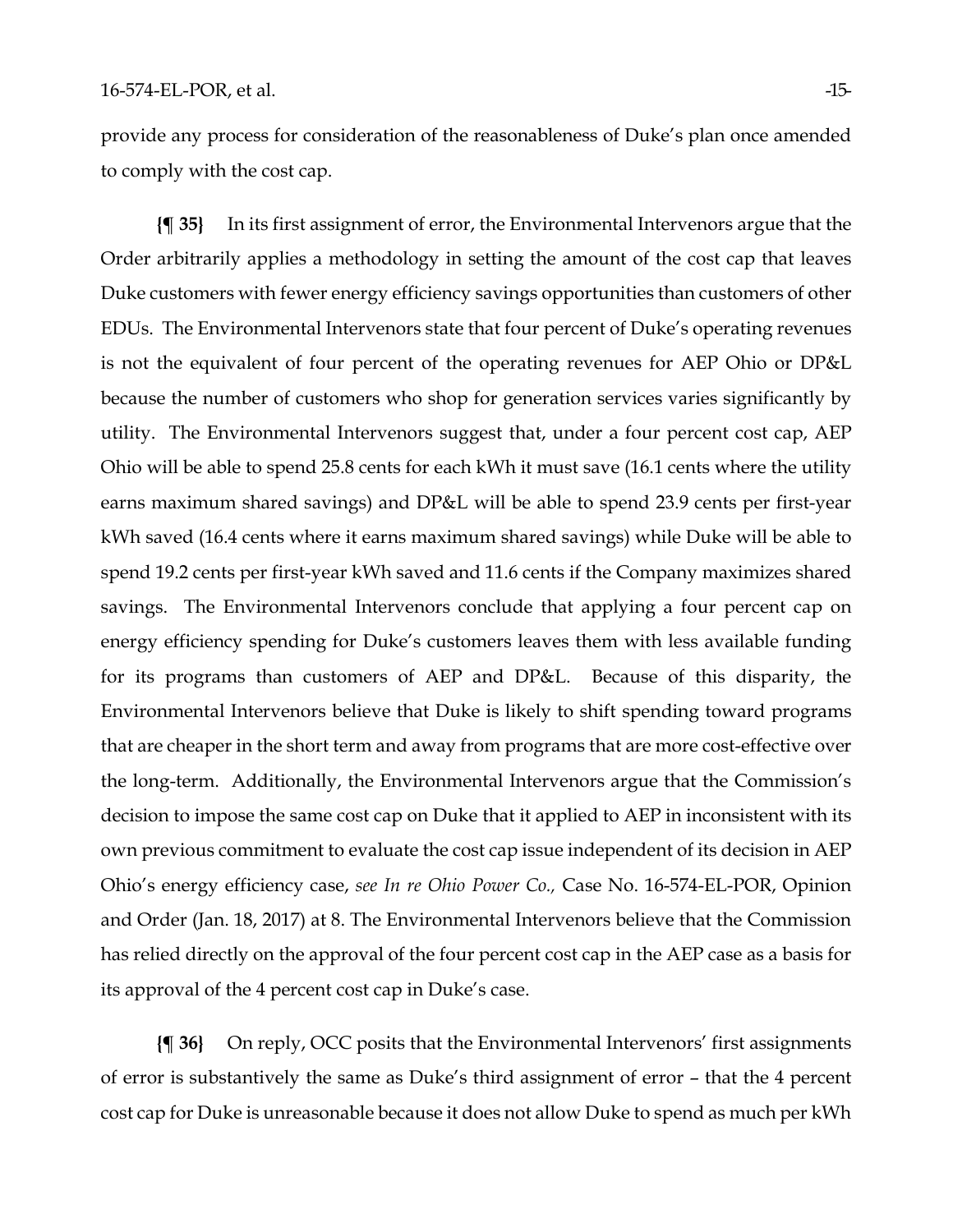provide any process for consideration of the reasonableness of Duke's plan once amended to comply with the cost cap.

**{¶ 35}** In its first assignment of error, the Environmental Intervenors argue that the Order arbitrarily applies a methodology in setting the amount of the cost cap that leaves Duke customers with fewer energy efficiency savings opportunities than customers of other EDUs. The Environmental Intervenors state that four percent of Duke's operating revenues is not the equivalent of four percent of the operating revenues for AEP Ohio or DP&L because the number of customers who shop for generation services varies significantly by utility. The Environmental Intervenors suggest that, under a four percent cost cap, AEP Ohio will be able to spend 25.8 cents for each kWh it must save (16.1 cents where the utility earns maximum shared savings) and DP&L will be able to spend 23.9 cents per first-year kWh saved (16.4 cents where it earns maximum shared savings) while Duke will be able to spend 19.2 cents per first-year kWh saved and 11.6 cents if the Company maximizes shared savings. The Environmental Intervenors conclude that applying a four percent cap on energy efficiency spending for Duke's customers leaves them with less available funding for its programs than customers of AEP and DP&L. Because of this disparity, the Environmental Intervenors believe that Duke is likely to shift spending toward programs that are cheaper in the short term and away from programs that are more cost-effective over the long-term. Additionally, the Environmental Intervenors argue that the Commission's decision to impose the same cost cap on Duke that it applied to AEP in inconsistent with its own previous commitment to evaluate the cost cap issue independent of its decision in AEP Ohio's energy efficiency case, *see In re Ohio Power Co.,* Case No. 16-574-EL-POR, Opinion and Order (Jan. 18, 2017) at 8. The Environmental Intervenors believe that the Commission has relied directly on the approval of the four percent cost cap in the AEP case as a basis for its approval of the 4 percent cost cap in Duke's case.

**{¶ 36}** On reply, OCC posits that the Environmental Intervenors' first assignments of error is substantively the same as Duke's third assignment of error – that the 4 percent cost cap for Duke is unreasonable because it does not allow Duke to spend as much per kWh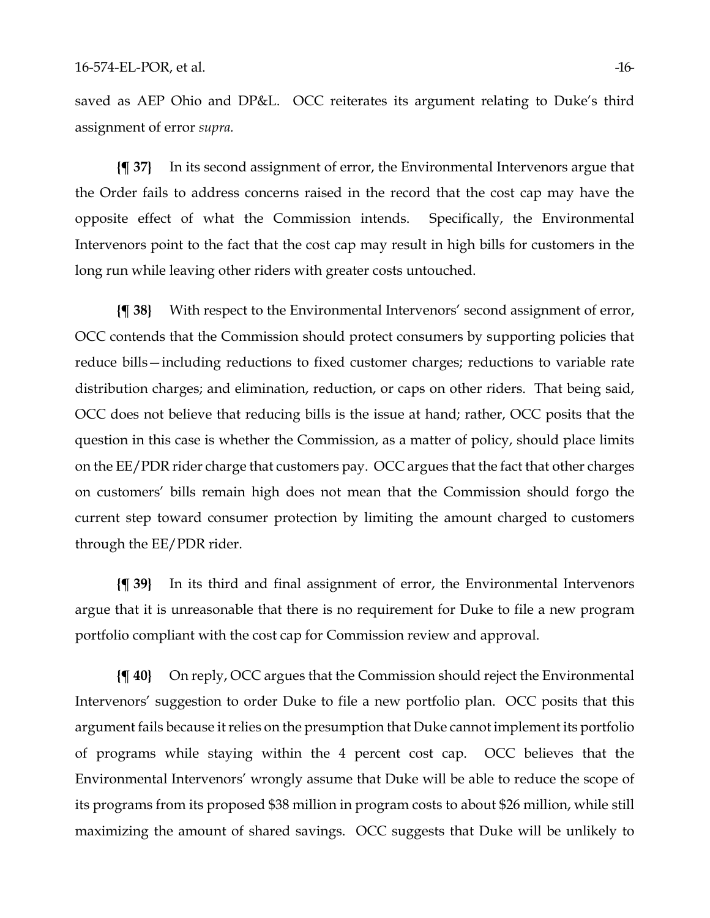saved as AEP Ohio and DP&L. OCC reiterates its argument relating to Duke's third assignment of error *supra.*

**{¶ 37}** In its second assignment of error, the Environmental Intervenors argue that the Order fails to address concerns raised in the record that the cost cap may have the opposite effect of what the Commission intends. Specifically, the Environmental Intervenors point to the fact that the cost cap may result in high bills for customers in the long run while leaving other riders with greater costs untouched.

**{¶ 38}** With respect to the Environmental Intervenors' second assignment of error, OCC contends that the Commission should protect consumers by supporting policies that reduce bills—including reductions to fixed customer charges; reductions to variable rate distribution charges; and elimination, reduction, or caps on other riders. That being said, OCC does not believe that reducing bills is the issue at hand; rather, OCC posits that the question in this case is whether the Commission, as a matter of policy, should place limits on the EE/PDR rider charge that customers pay. OCC argues that the fact that other charges on customers' bills remain high does not mean that the Commission should forgo the current step toward consumer protection by limiting the amount charged to customers through the EE/PDR rider.

**{¶ 39}** In its third and final assignment of error, the Environmental Intervenors argue that it is unreasonable that there is no requirement for Duke to file a new program portfolio compliant with the cost cap for Commission review and approval.

**{¶ 40}** On reply, OCC argues that the Commission should reject the Environmental Intervenors' suggestion to order Duke to file a new portfolio plan. OCC posits that this argument fails because it relies on the presumption that Duke cannot implement its portfolio of programs while staying within the 4 percent cost cap. OCC believes that the Environmental Intervenors' wrongly assume that Duke will be able to reduce the scope of its programs from its proposed $38 million in program costs to about $26 million, while still maximizing the amount of shared savings. OCC suggests that Duke will be unlikely to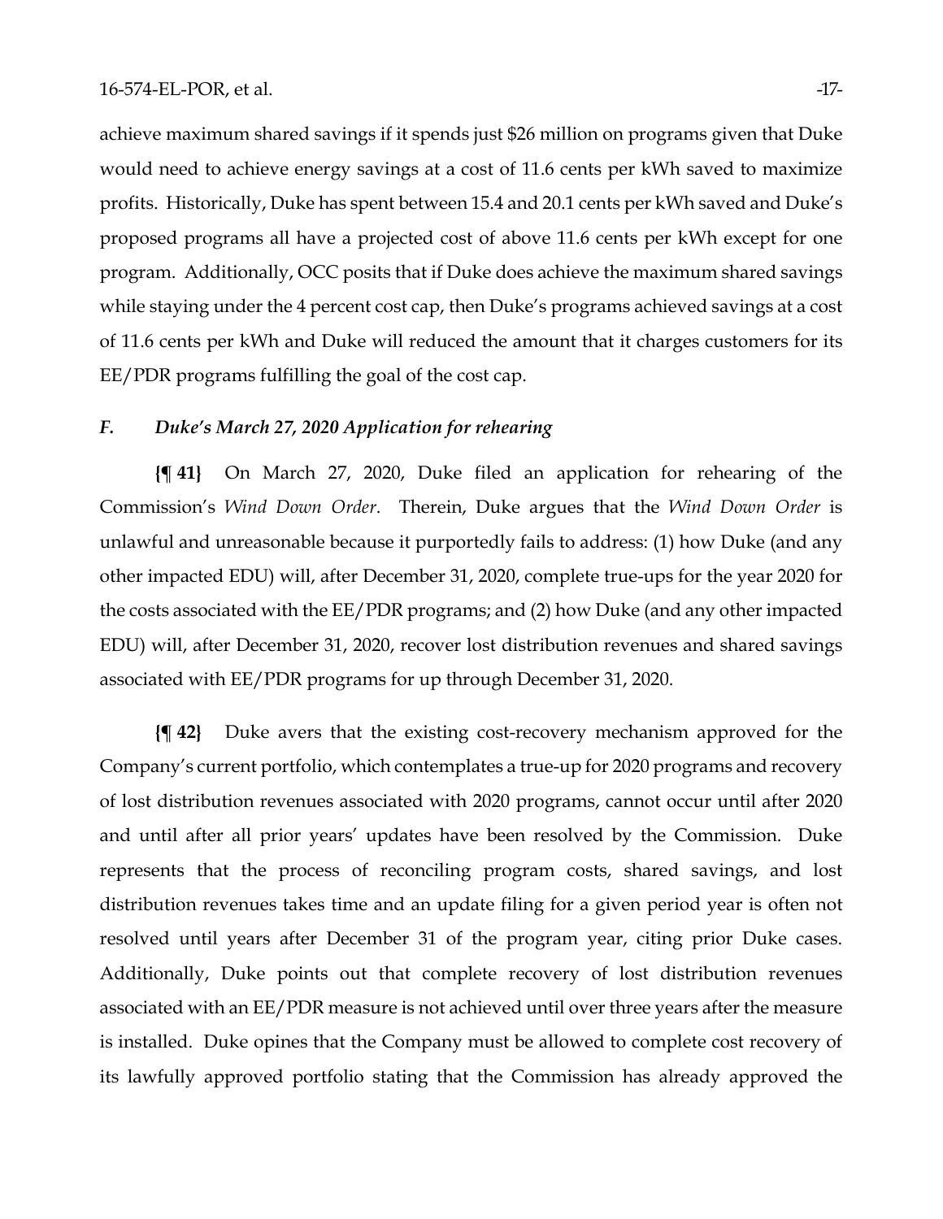achieve maximum shared savings if it spends just $26 million on programs given that Duke would need to achieve energy savings at a cost of 11.6 cents per kWh saved to maximize profits. Historically, Duke has spent between 15.4 and 20.1 cents per kWh saved and Duke's proposed programs all have a projected cost of above 11.6 cents per kWh except for one program. Additionally, OCC posits that if Duke does achieve the maximum shared savings while staying under the 4 percent cost cap, then Duke's programs achieved savings at a cost of 11.6 cents per kWh and Duke will reduced the amount that it charges customers for its EE/PDR programs fulfilling the goal of the cost cap.

### *F. Duke's March 27, 2020 Application for rehearing*

**{¶ 41}** On March 27, 2020, Duke filed an application for rehearing of the Commission's *Wind Down Order*. Therein, Duke argues that the *Wind Down Order* is unlawful and unreasonable because it purportedly fails to address: (1) how Duke (and any other impacted EDU) will, after December 31, 2020, complete true-ups for the year 2020 for the costs associated with the EE/PDR programs; and (2) how Duke (and any other impacted EDU) will, after December 31, 2020, recover lost distribution revenues and shared savings associated with EE/PDR programs for up through December 31, 2020.

**{¶ 42}** Duke avers that the existing cost-recovery mechanism approved for the Company's current portfolio, which contemplates a true-up for 2020 programs and recovery of lost distribution revenues associated with 2020 programs, cannot occur until after 2020 and until after all prior years' updates have been resolved by the Commission. Duke represents that the process of reconciling program costs, shared savings, and lost distribution revenues takes time and an update filing for a given period year is often not resolved until years after December 31 of the program year, citing prior Duke cases. Additionally, Duke points out that complete recovery of lost distribution revenues associated with an EE/PDR measure is not achieved until over three years after the measure is installed. Duke opines that the Company must be allowed to complete cost recovery of its lawfully approved portfolio stating that the Commission has already approved the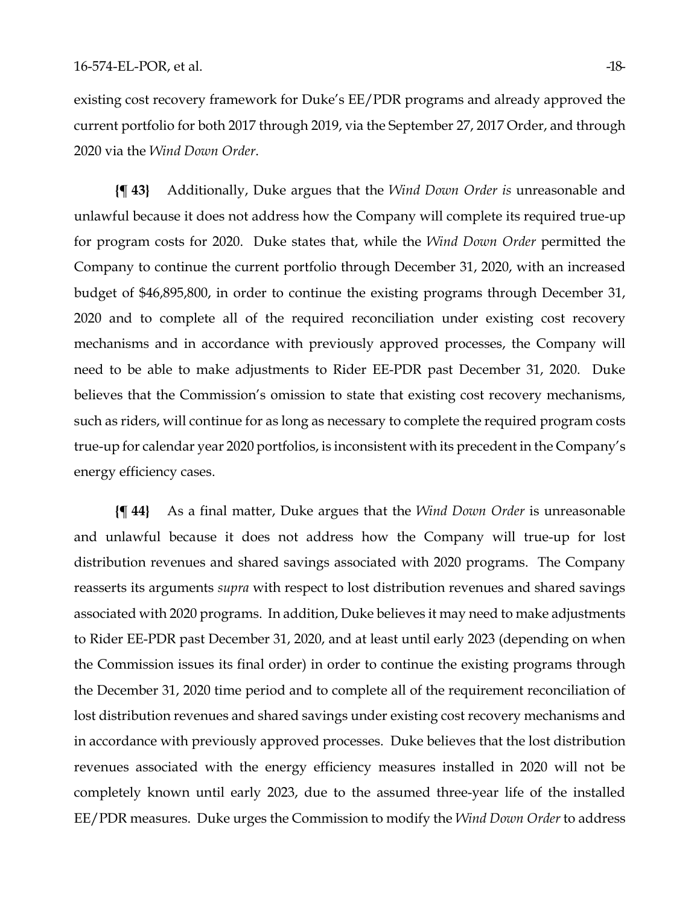existing cost recovery framework for Duke's EE/PDR programs and already approved the current portfolio for both 2017 through 2019, via the September 27, 2017 Order, and through 2020 via the *Wind Down Order*.

**{¶ 43}** Additionally, Duke argues that the *Wind Down Order is* unreasonable and unlawful because it does not address how the Company will complete its required true-up for program costs for 2020. Duke states that, while the *Wind Down Order* permitted the Company to continue the current portfolio through December 31, 2020, with an increased budget of $46,895,800, in order to continue the existing programs through December 31, 2020 and to complete all of the required reconciliation under existing cost recovery mechanisms and in accordance with previously approved processes, the Company will need to be able to make adjustments to Rider EE-PDR past December 31, 2020. Duke believes that the Commission's omission to state that existing cost recovery mechanisms, such as riders, will continue for as long as necessary to complete the required program costs true-up for calendar year 2020 portfolios, is inconsistent with its precedent in the Company's energy efficiency cases.

**{¶ 44}** As a final matter, Duke argues that the *Wind Down Order* is unreasonable and unlawful because it does not address how the Company will true-up for lost distribution revenues and shared savings associated with 2020 programs. The Company reasserts its arguments *supra* with respect to lost distribution revenues and shared savings associated with 2020 programs. In addition, Duke believes it may need to make adjustments to Rider EE-PDR past December 31, 2020, and at least until early 2023 (depending on when the Commission issues its final order) in order to continue the existing programs through the December 31, 2020 time period and to complete all of the requirement reconciliation of lost distribution revenues and shared savings under existing cost recovery mechanisms and in accordance with previously approved processes. Duke believes that the lost distribution revenues associated with the energy efficiency measures installed in 2020 will not be completely known until early 2023, due to the assumed three-year life of the installed EE/PDR measures. Duke urges the Commission to modify the *Wind Down Order* to address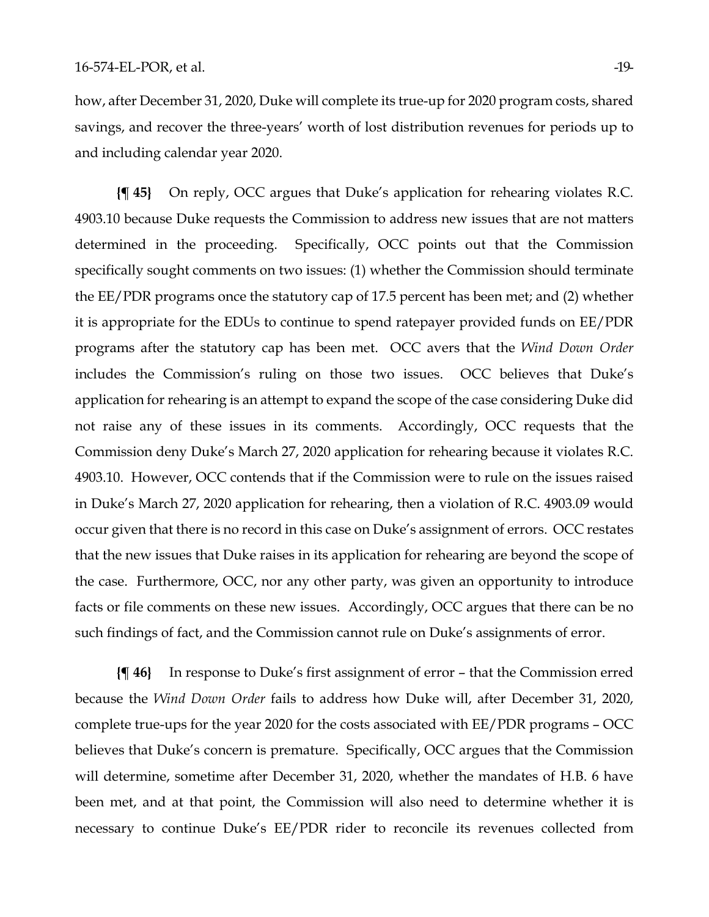how, after December 31, 2020, Duke will complete its true-up for 2020 program costs, shared savings, and recover the three-years' worth of lost distribution revenues for periods up to and including calendar year 2020.

**{¶ 45}** On reply, OCC argues that Duke's application for rehearing violates R.C. 4903.10 because Duke requests the Commission to address new issues that are not matters determined in the proceeding. Specifically, OCC points out that the Commission specifically sought comments on two issues: (1) whether the Commission should terminate the EE/PDR programs once the statutory cap of 17.5 percent has been met; and (2) whether it is appropriate for the EDUs to continue to spend ratepayer provided funds on EE/PDR programs after the statutory cap has been met. OCC avers that the *Wind Down Order* includes the Commission's ruling on those two issues. OCC believes that Duke's application for rehearing is an attempt to expand the scope of the case considering Duke did not raise any of these issues in its comments. Accordingly, OCC requests that the Commission deny Duke's March 27, 2020 application for rehearing because it violates R.C. 4903.10. However, OCC contends that if the Commission were to rule on the issues raised in Duke's March 27, 2020 application for rehearing, then a violation of R.C. 4903.09 would occur given that there is no record in this case on Duke's assignment of errors. OCC restates that the new issues that Duke raises in its application for rehearing are beyond the scope of the case. Furthermore, OCC, nor any other party, was given an opportunity to introduce facts or file comments on these new issues. Accordingly, OCC argues that there can be no such findings of fact, and the Commission cannot rule on Duke's assignments of error.

**{¶ 46}** In response to Duke's first assignment of error – that the Commission erred because the *Wind Down Order* fails to address how Duke will, after December 31, 2020, complete true-ups for the year 2020 for the costs associated with EE/PDR programs – OCC believes that Duke's concern is premature. Specifically, OCC argues that the Commission will determine, sometime after December 31, 2020, whether the mandates of H.B. 6 have been met, and at that point, the Commission will also need to determine whether it is necessary to continue Duke's EE/PDR rider to reconcile its revenues collected from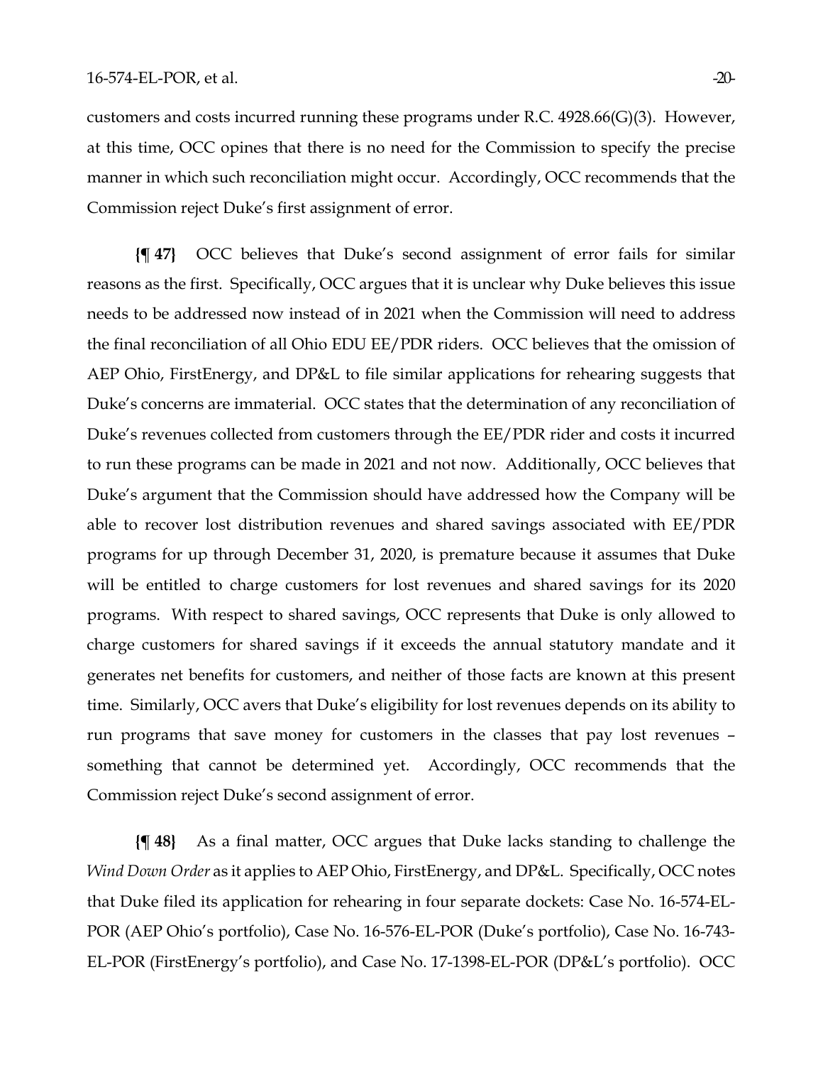customers and costs incurred running these programs under R.C. 4928.66(G)(3). However, at this time, OCC opines that there is no need for the Commission to specify the precise manner in which such reconciliation might occur. Accordingly, OCC recommends that the Commission reject Duke's first assignment of error.

**{¶ 47}** OCC believes that Duke's second assignment of error fails for similar reasons as the first. Specifically, OCC argues that it is unclear why Duke believes this issue needs to be addressed now instead of in 2021 when the Commission will need to address the final reconciliation of all Ohio EDU EE/PDR riders. OCC believes that the omission of AEP Ohio, FirstEnergy, and DP&L to file similar applications for rehearing suggests that Duke's concerns are immaterial. OCC states that the determination of any reconciliation of Duke's revenues collected from customers through the EE/PDR rider and costs it incurred to run these programs can be made in 2021 and not now. Additionally, OCC believes that Duke's argument that the Commission should have addressed how the Company will be able to recover lost distribution revenues and shared savings associated with EE/PDR programs for up through December 31, 2020, is premature because it assumes that Duke will be entitled to charge customers for lost revenues and shared savings for its 2020 programs. With respect to shared savings, OCC represents that Duke is only allowed to charge customers for shared savings if it exceeds the annual statutory mandate and it generates net benefits for customers, and neither of those facts are known at this present time. Similarly, OCC avers that Duke's eligibility for lost revenues depends on its ability to run programs that save money for customers in the classes that pay lost revenues – something that cannot be determined yet. Accordingly, OCC recommends that the Commission reject Duke's second assignment of error.

**{¶ 48}** As a final matter, OCC argues that Duke lacks standing to challenge the *Wind Down Order* as it applies to AEP Ohio, FirstEnergy, and DP&L. Specifically, OCC notes that Duke filed its application for rehearing in four separate dockets: Case No. 16-574-EL-POR (AEP Ohio's portfolio), Case No. 16-576-EL-POR (Duke's portfolio), Case No. 16-743-EL-POR (FirstEnergy's portfolio), and Case No. 17-1398-EL-POR (DP&L's portfolio). OCC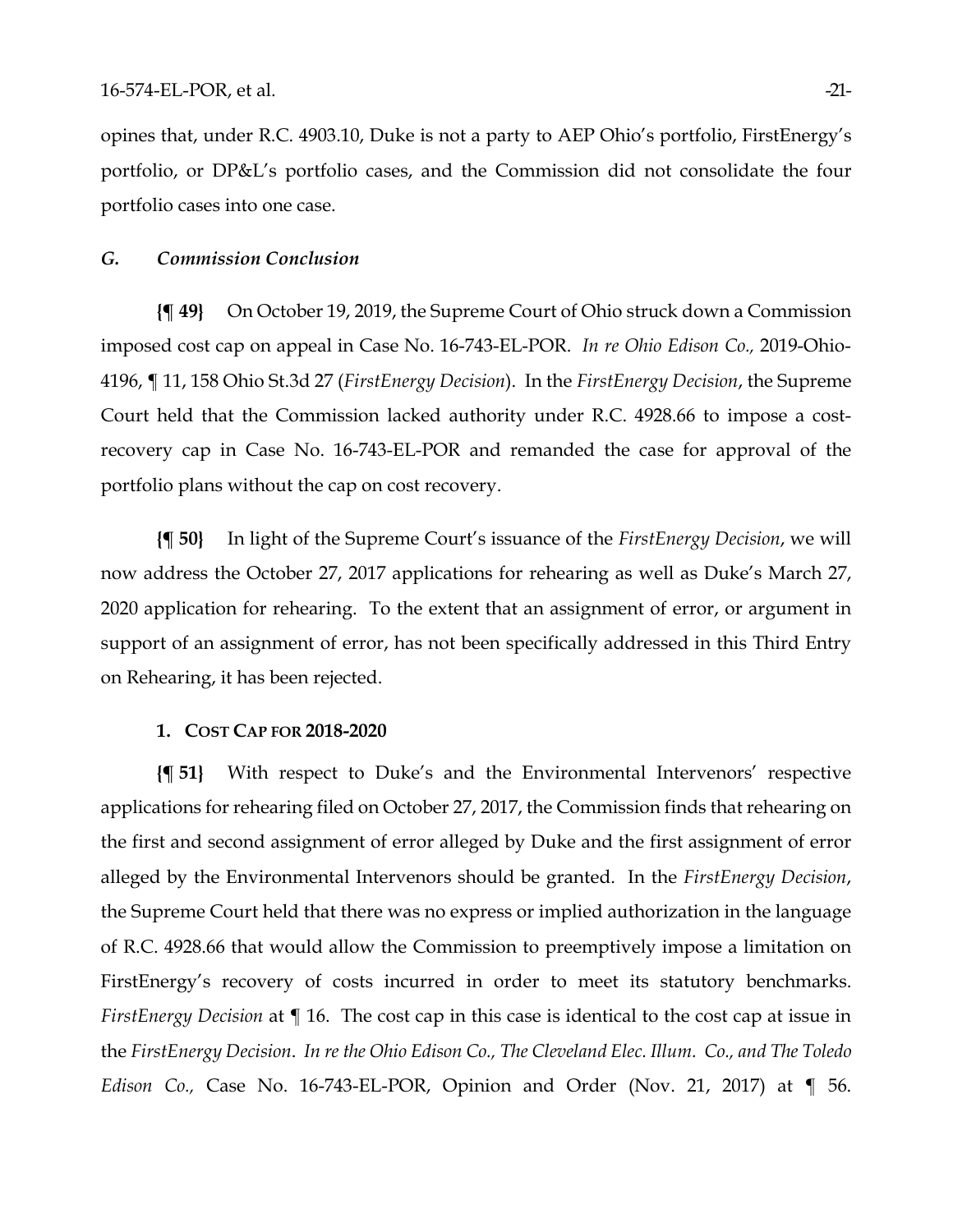opines that, under R.C. 4903.10, Duke is not a party to AEP Ohio's portfolio, FirstEnergy's portfolio, or DP&L's portfolio cases, and the Commission did not consolidate the four portfolio cases into one case.

### *G. Commission Conclusion*

**{¶ 49}** On October 19, 2019, the Supreme Court of Ohio struck down a Commission imposed cost cap on appeal in Case No. 16-743-EL-POR. *In re Ohio Edison Co.,* 2019-Ohio-4196, ¶ 11, 158 Ohio St.3d 27 (*FirstEnergy Decision*). In the *FirstEnergy Decision*, the Supreme Court held that the Commission lacked authority under R.C. 4928.66 to impose a cost-recovery cap in Case No. 16-743-EL-POR and remanded the case for approval of the portfolio plans without the cap on cost recovery.

**{¶ 50}** In light of the Supreme Court's issuance of the *FirstEnergy Decision*, we will now address the October 27, 2017 applications for rehearing as well as Duke's March 27, 2020 application for rehearing. To the extent that an assignment of error, or argument in support of an assignment of error, has not been specifically addressed in this Third Entry on Rehearing, it has been rejected.

#### 1. COST CAP FOR 2018-2020

**{¶ 51}** With respect to Duke's and the Environmental Intervenors' respective applications for rehearing filed on October 27, 2017, the Commission finds that rehearing on the first and second assignment of error alleged by Duke and the first assignment of error alleged by the Environmental Intervenors should be granted. In the *FirstEnergy Decision*, the Supreme Court held that there was no express or implied authorization in the language of R.C. 4928.66 that would allow the Commission to preemptively impose a limitation on FirstEnergy's recovery of costs incurred in order to meet its statutory benchmarks. *FirstEnergy Decision* at ¶ 16. The cost cap in this case is identical to the cost cap at issue in the *FirstEnergy Decision*. *In re the Ohio Edison Co., The Cleveland Elec. Illum. Co., and The Toledo Edison Co.,* Case No. 16-743-EL-POR, Opinion and Order (Nov. 21, 2017) at ¶ 56.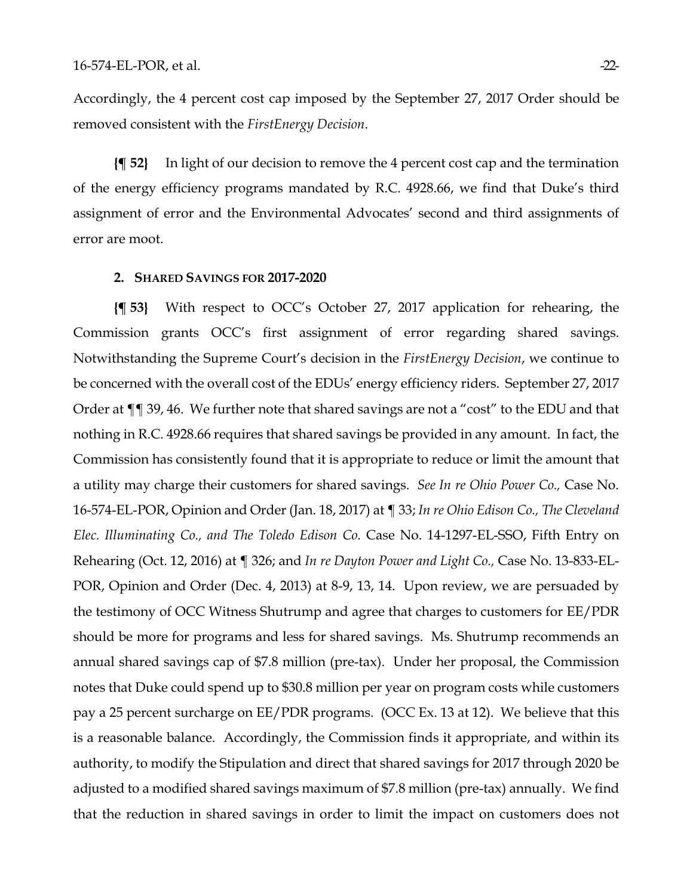Accordingly, the 4 percent cost cap imposed by the September 27, 2017 Order should be removed consistent with the *FirstEnergy Decision*.

**{¶ 52}** In light of our decision to remove the 4 percent cost cap and the termination of the energy efficiency programs mandated by R.C. 4928.66, we find that Duke's third assignment of error and the Environmental Advocates' second and third assignments of error are moot.

### 2. Shared Savings for 2017-2020

**{¶ 53}** With respect to OCC's October 27, 2017 application for rehearing, the Commission grants OCC's first assignment of error regarding shared savings. Notwithstanding the Supreme Court's decision in the *FirstEnergy Decision*, we continue to be concerned with the overall cost of the EDUs' energy efficiency riders. September 27, 2017 Order at ¶¶ 39, 46. We further note that shared savings are not a "cost" to the EDU and that nothing in R.C. 4928.66 requires that shared savings be provided in any amount. In fact, the Commission has consistently found that it is appropriate to reduce or limit the amount that a utility may charge their customers for shared savings. *See In re Ohio Power Co.,* Case No. 16-574-EL-POR, Opinion and Order (Jan. 18, 2017) at ¶ 33; *In re Ohio Edison Co., The Cleveland Elec. Illuminating Co., and The Toledo Edison Co.* Case No. 14-1297-EL-SSO, Fifth Entry on Rehearing (Oct. 12, 2016) at ¶ 326; and *In re Dayton Power and Light Co.,* Case No. 13-833-EL-POR, Opinion and Order (Dec. 4, 2013) at 8-9, 13, 14. Upon review, we are persuaded by the testimony of OCC Witness Shutrump and agree that charges to customers for EE/PDR should be more for programs and less for shared savings. Ms. Shutrump recommends an annual shared savings cap of $7.8 million (pre-tax). Under her proposal, the Commission notes that Duke could spend up to $30.8 million per year on program costs while customers pay a 25 percent surcharge on EE/PDR programs. (OCC Ex. 13 at 12). We believe that this is a reasonable balance. Accordingly, the Commission finds it appropriate, and within its authority, to modify the Stipulation and direct that shared savings for 2017 through 2020 be adjusted to a modified shared savings maximum of $7.8 million (pre-tax) annually. We find that the reduction in shared savings in order to limit the impact on customers does not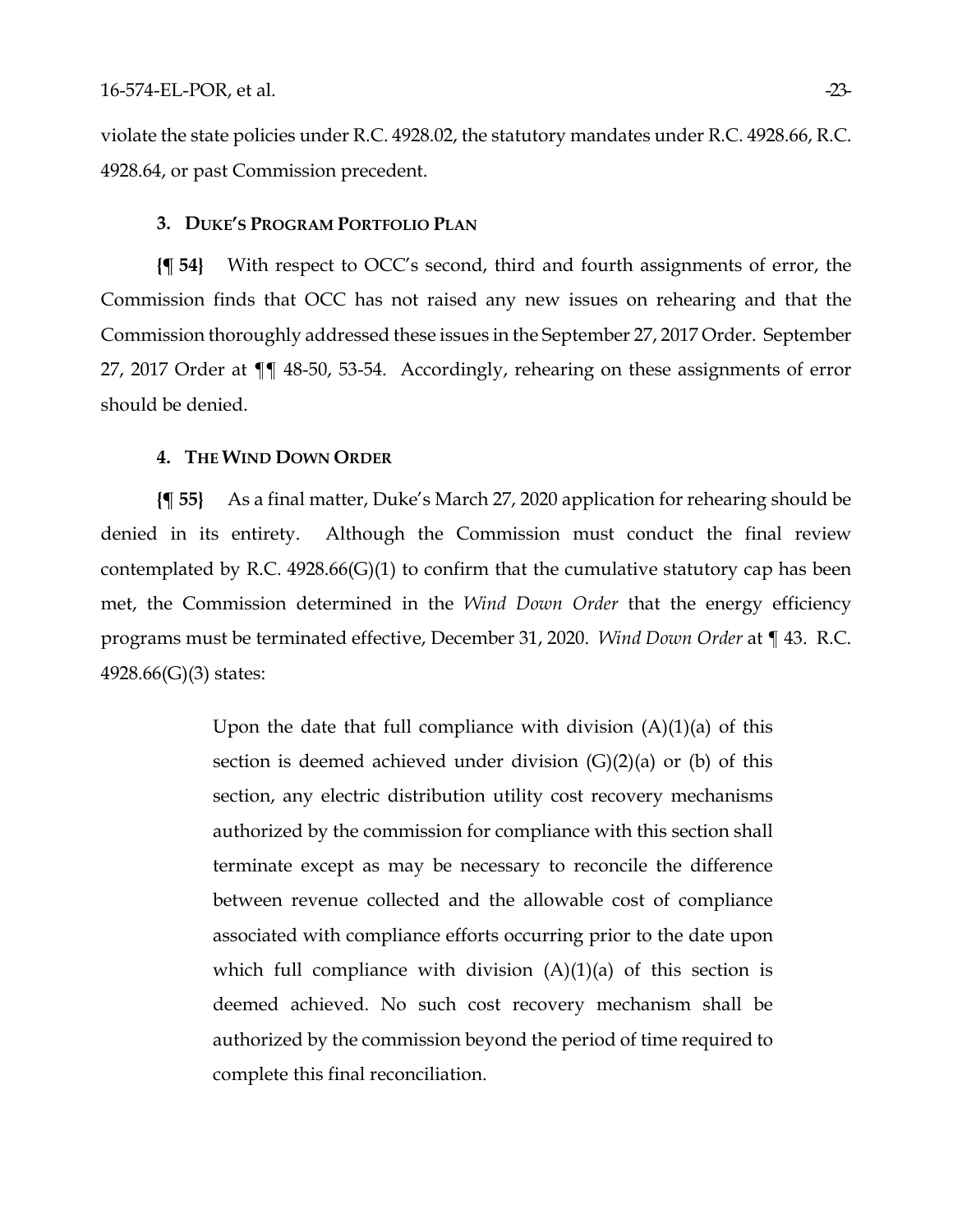violate the state policies under R.C. 4928.02, the statutory mandates under R.C. 4928.66, R.C. 4928.64, or past Commission precedent.

### 3. Duke's Program Portfolio Plan

**{¶ 54}** With respect to OCC's second, third and fourth assignments of error, the Commission finds that OCC has not raised any new issues on rehearing and that the Commission thoroughly addressed these issues in the September 27, 2017 Order. September 27, 2017 Order at ¶¶ 48-50, 53-54. Accordingly, rehearing on these assignments of error should be denied.

### 4. The Wind Down Order

**{¶ 55}** As a final matter, Duke's March 27, 2020 application for rehearing should be denied in its entirety. Although the Commission must conduct the final review contemplated by R.C. 4928.66(G)(1) to confirm that the cumulative statutory cap has been met, the Commission determined in the *Wind Down Order* that the energy efficiency programs must be terminated effective, December 31, 2020. *Wind Down Order* at ¶ 43. R.C. 4928.66(G)(3) states:

> Upon the date that full compliance with division (A)(1)(a) of this section is deemed achieved under division (G)(2)(a) or (b) of this section, any electric distribution utility cost recovery mechanisms authorized by the commission for compliance with this section shall terminate except as may be necessary to reconcile the difference between revenue collected and the allowable cost of compliance associated with compliance efforts occurring prior to the date upon which full compliance with division (A)(1)(a) of this section is deemed achieved. No such cost recovery mechanism shall be authorized by the commission beyond the period of time required to complete this final reconciliation.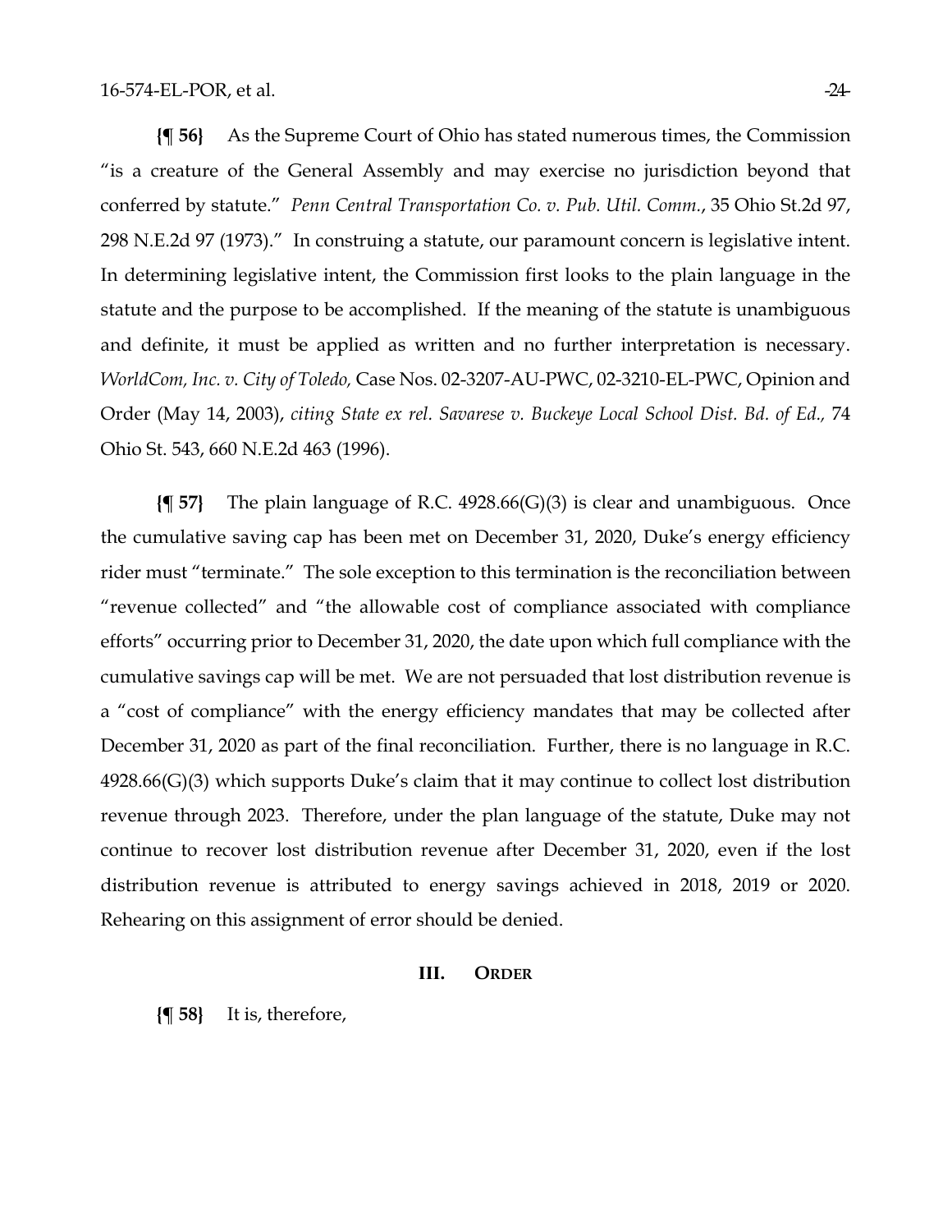**{¶ 56}** As the Supreme Court of Ohio has stated numerous times, the Commission "is a creature of the General Assembly and may exercise no jurisdiction beyond that conferred by statute." *Penn Central Transportation Co. v. Pub. Util. Comm.*, 35 Ohio St.2d 97, 298 N.E.2d 97 (1973)." In construing a statute, our paramount concern is legislative intent. In determining legislative intent, the Commission first looks to the plain language in the statute and the purpose to be accomplished. If the meaning of the statute is unambiguous and definite, it must be applied as written and no further interpretation is necessary. *WorldCom, Inc. v. City of Toledo,* Case Nos. 02-3207-AU-PWC, 02-3210-EL-PWC, Opinion and Order (May 14, 2003), *citing State ex rel. Savarese v. Buckeye Local School Dist. Bd. of Ed.,* 74 Ohio St. 543, 660 N.E.2d 463 (1996).

**{¶ 57}** The plain language of R.C. 4928.66(G)(3) is clear and unambiguous. Once the cumulative saving cap has been met on December 31, 2020, Duke's energy efficiency rider must "terminate." The sole exception to this termination is the reconciliation between "revenue collected" and "the allowable cost of compliance associated with compliance efforts" occurring prior to December 31, 2020, the date upon which full compliance with the cumulative savings cap will be met. We are not persuaded that lost distribution revenue is a "cost of compliance" with the energy efficiency mandates that may be collected after December 31, 2020 as part of the final reconciliation. Further, there is no language in R.C. 4928.66(G)(3) which supports Duke's claim that it may continue to collect lost distribution revenue through 2023. Therefore, under the plan language of the statute, Duke may not continue to recover lost distribution revenue after December 31, 2020, even if the lost distribution revenue is attributed to energy savings achieved in 2018, 2019 or 2020. Rehearing on this assignment of error should be denied.

## III. ORDER

**{¶ 58}** It is, therefore,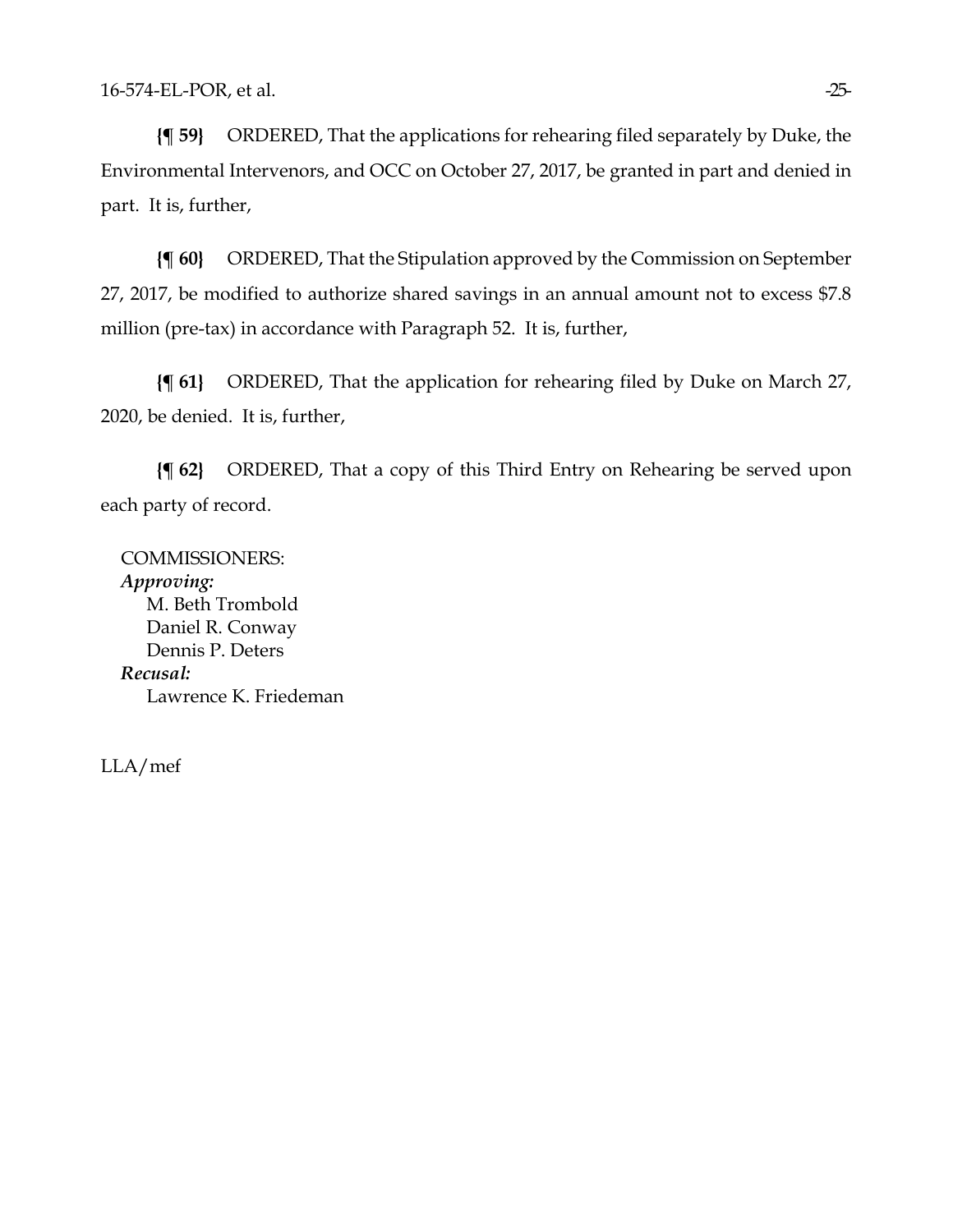**{¶ 59}** ORDERED, That the applications for rehearing filed separately by Duke, the Environmental Intervenors, and OCC on October 27, 2017, be granted in part and denied in part. It is, further,

**{¶ 60}** ORDERED, That the Stipulation approved by the Commission on September 27, 2017, be modified to authorize shared savings in an annual amount not to excess $7.8 million (pre-tax) in accordance with Paragraph 52. It is, further,

**{¶ 61}** ORDERED, That the application for rehearing filed by Duke on March 27, 2020, be denied. It is, further,

**{¶ 62}** ORDERED, That a copy of this Third Entry on Rehearing be served upon each party of record.

COMMISSIONERS:
***Approving:***
M. Beth Trombold
Daniel R. Conway
Dennis P. Deters
***Recusal:***
Lawrence K. Friedeman

LLA/mef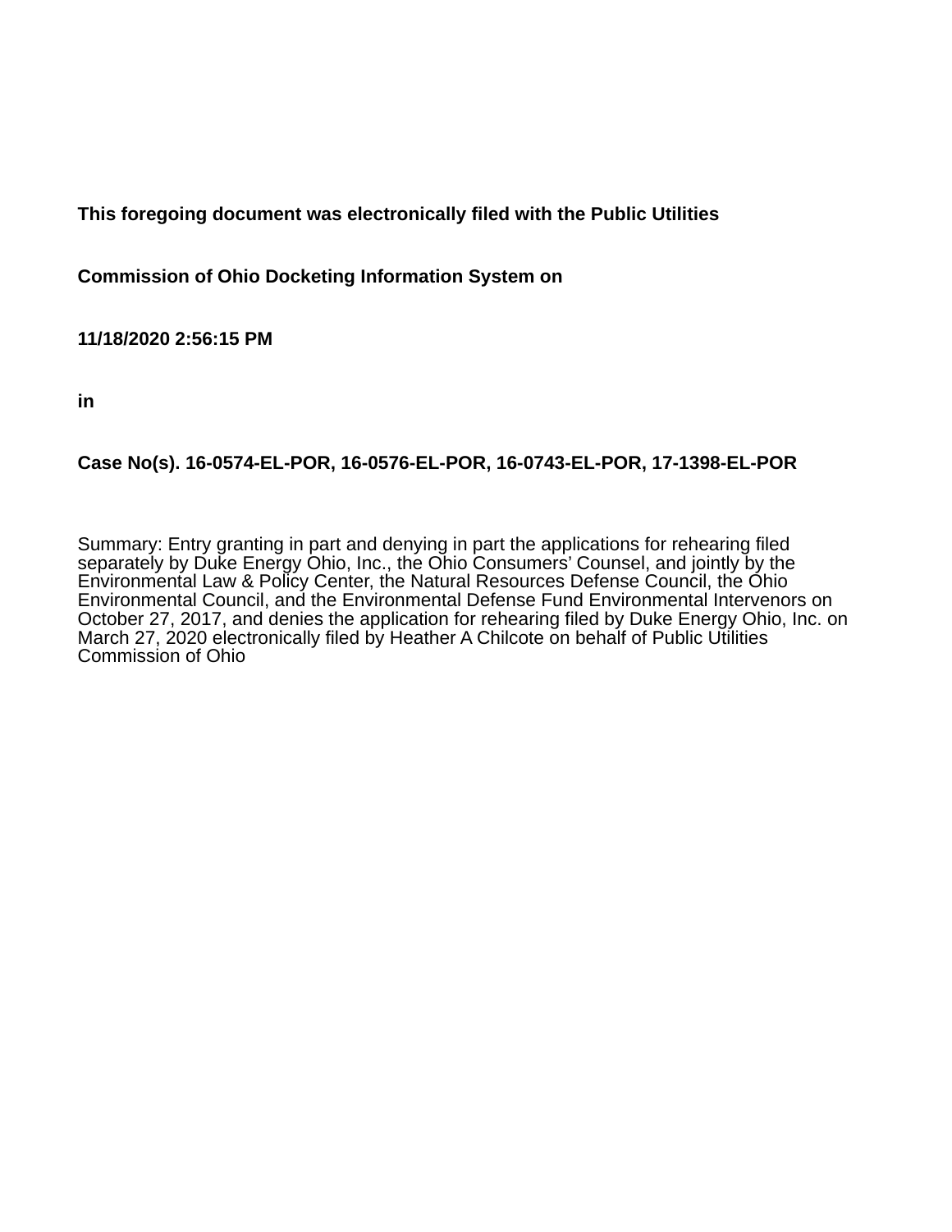**This foregoing document was electronically filed with the Public Utilities**

**Commission of Ohio Docketing Information System on**

**11/18/2020 2:56:15 PM**

**in**

**Case No(s). 16-0574-EL-POR, 16-0576-EL-POR, 16-0743-EL-POR, 17-1398-EL-POR**

Summary: Entry granting in part and denying in part the applications for rehearing filed separately by Duke Energy Ohio, Inc., the Ohio Consumers' Counsel, and jointly by the Environmental Law & Policy Center, the Natural Resources Defense Council, the Ohio Environmental Council, and the Environmental Defense Fund Environmental Intervenors on October 27, 2017, and denies the application for rehearing filed by Duke Energy Ohio, Inc. on March 27, 2020 electronically filed by Heather A Chilcote on behalf of Public Utilities Commission of Ohio